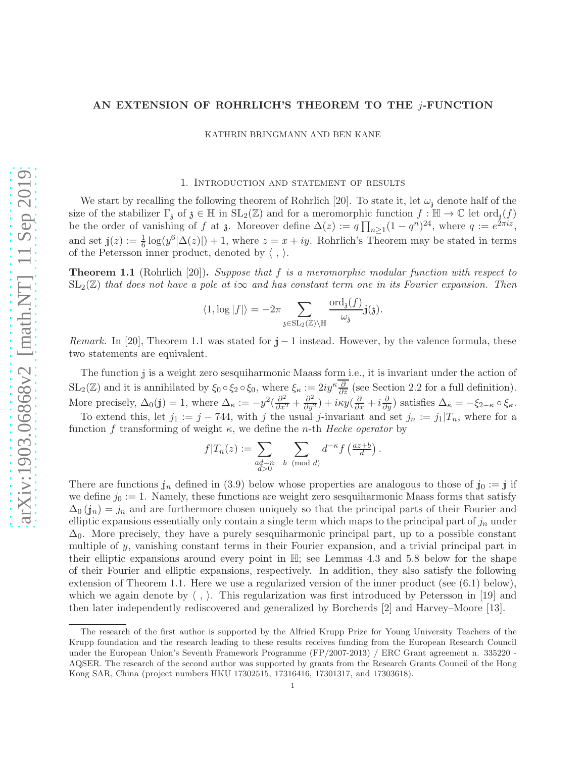# AN EXTENSION OF ROHRLICH'S THEOREM TO THE $j$-FUNCTION

KATHRIN BRINGMANN AND BEN KANE

## 1. Introduction and statement of results

We start by recalling the following theorem of Rohrlich [20]. To state it, let $\omega_{\mathfrak{z}}$ denote half of the size of the stabilizer $\Gamma_{\mathfrak{z}}$ of $\mathfrak{z} \in \mathbb{H}$ in $\mathrm{SL}_2(\mathbb{Z})$ and for a meromorphic function $f : \mathbb{H} \to \mathbb{C}$ let $\mathrm{ord}_{\mathfrak{z}}(f)$ be the order of vanishing of $f$ at $\mathfrak{z}$. Moreover define $\Delta(z) := q \prod_{n\geq 1}(1-q^n)^{24}$, where $q := e^{2\pi i z}$, and set $\mathbb{j}(z) := \frac{1}{6}\log(y^6|\Delta(z)|) + 1$, where $z = x+iy$. Rohrlich's Theorem may be stated in terms of the Petersson inner product, denoted by $\langle\ ,\ \rangle$.

**Theorem 1.1** (Rohrlich [20]). *Suppose that $f$ is a meromorphic modular function with respect to $\mathrm{SL}_2(\mathbb{Z})$ that does not have a pole at $i\infty$ and has constant term one in its Fourier expansion. Then*

$$\langle 1, \log|f|\rangle = -2\pi \sum_{\mathfrak{z}\in \mathrm{SL}_2(\mathbb{Z})\backslash\mathbb{H}} \frac{\mathrm{ord}_{\mathfrak{z}}(f)}{\omega_{\mathfrak{z}}} \mathbb{j}(\mathfrak{z}).$$

*Remark.* In [20], Theorem 1.1 was stated for $\mathbb{j}-1$ instead. However, by the valence formula, these two statements are equivalent.

The function $\mathbb{j}$ is a weight zero sesquiharmonic Maass form i.e., it is invariant under the action of $\mathrm{SL}_2(\mathbb{Z})$ and it is annihilated by $\xi_0 \circ \xi_2 \circ \xi_0$, where $\xi_\kappa := 2iy^\kappa \overline{\frac{\partial}{\partial \overline{z}}}$ (see Section 2.2 for a full definition). More precisely, $\Delta_0(\mathbb{j}) = 1$, where $\Delta_\kappa := -y^2(\frac{\partial^2}{\partial x^2} + \frac{\partial^2}{\partial y^2}) + i\kappa y(\frac{\partial}{\partial x} + i\frac{\partial}{\partial y})$ satisfies $\Delta_\kappa = -\xi_{2-\kappa}\circ\xi_\kappa$.

To extend this, let $j_1 := j - 744$, with $j$ the usual $j$-invariant and set $j_n := j_1|T_n$, where for a function $f$ transforming of weight $\kappa$, we define the $n$-th *Hecke operator* by

$$f|T_n(z) := \sum_{\substack{ad=n\\ d>0}} \sum_{b \pmod d} d^{-\kappa} f\left(\tfrac{az+b}{d}\right).$$

There are functions $\mathbb{j}_n$ defined in (3.9) below whose properties are analogous to those of $\mathbb{j}_0 := \mathbb{j}$ if we define $j_0 := 1$. Namely, these functions are weight zero sesquiharmonic Maass forms that satisfy $\Delta_0(\mathbb{j}_n) = j_n$ and are furthermore chosen uniquely so that the principal parts of their Fourier and elliptic expansions essentially only contain a single term which maps to the principal part of $j_n$ under $\Delta_0$. More precisely, they have a purely sesquiharmonic principal part, up to a possible constant multiple of $y$, vanishing constant terms in their Fourier expansion, and a trivial principal part in their elliptic expansions around every point in $\mathbb{H}$; see Lemmas 4.3 and 5.8 below for the shape of their Fourier and elliptic expansions, respectively. In addition, they also satisfy the following extension of Theorem 1.1. Here we use a regularized version of the inner product (see (6.1) below), which we again denote by $\langle\ ,\ \rangle$. This regularization was first introduced by Petersson in [19] and then later independently rediscovered and generalized by Borcherds [2] and Harvey–Moore [13].

The research of the first author is supported by the Alfried Krupp Prize for Young University Teachers of the Krupp foundation and the research leading to these results receives funding from the European Research Council under the European Union's Seventh Framework Programme (FP/2007-2013) / ERC Grant agreement n. 335220 - AQSER. The research of the second author was supported by grants from the Research Grants Council of the Hong Kong SAR, China (project numbers HKU 17302515, 17316416, 17301317, and 17303618).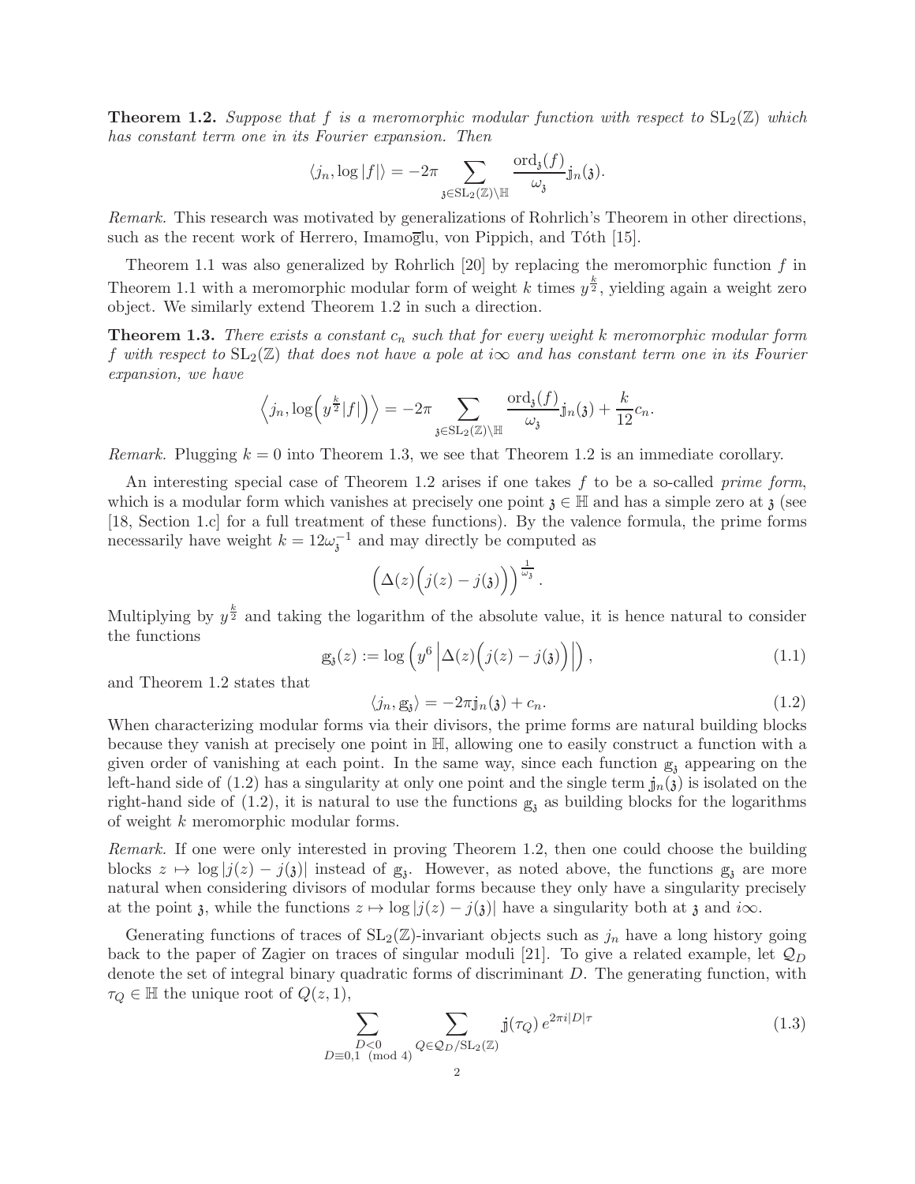**Theorem 1.2.** *Suppose that $f$ is a meromorphic modular function with respect to $\mathrm{SL}_2(\mathbb{Z})$ which has constant term one in its Fourier expansion. Then*

$$\langle j_n, \log|f|\rangle = -2\pi \sum_{\mathfrak{z}\in \mathrm{SL}_2(\mathbb{Z})\backslash\mathbb{H}} \frac{\mathrm{ord}_{\mathfrak{z}}(f)}{\omega_{\mathfrak{z}}} \mathbb{j}_n(\mathfrak{z}).$$

*Remark.* This research was motivated by generalizations of Rohrlich's Theorem in other directions, such as the recent work of Herrero, Imamoḡlu, von Pippich, and Tóth [15].

Theorem 1.1 was also generalized by Rohrlich [20] by replacing the meromorphic function $f$ in Theorem 1.1 with a meromorphic modular form of weight $k$ times $y^{\frac{k}{2}}$, yielding again a weight zero object. We similarly extend Theorem 1.2 in such a direction.

**Theorem 1.3.** *There exists a constant $c_n$ such that for every weight $k$ meromorphic modular form $f$ with respect to $\mathrm{SL}_2(\mathbb{Z})$ that does not have a pole at $i\infty$ and has constant term one in its Fourier expansion, we have*

$$\left\langle j_n, \log\!\left(y^{\frac{k}{2}}|f|\right)\right\rangle = -2\pi \sum_{\mathfrak{z}\in \mathrm{SL}_2(\mathbb{Z})\backslash\mathbb{H}} \frac{\mathrm{ord}_{\mathfrak{z}}(f)}{\omega_{\mathfrak{z}}} \mathbb{j}_n(\mathfrak{z}) + \frac{k}{12}c_n.$$

*Remark.* Plugging $k=0$ into Theorem 1.3, we see that Theorem 1.2 is an immediate corollary.

An interesting special case of Theorem 1.2 arises if one takes $f$ to be a so-called *prime form*, which is a modular form which vanishes at precisely one point $\mathfrak{z}\in\mathbb{H}$ and has a simple zero at $\mathfrak{z}$ (see [18, Section 1.c] for a full treatment of these functions). By the valence formula, the prime forms necessarily have weight $k = 12\omega_{\mathfrak{z}}^{-1}$ and may directly be computed as

$$\left(\Delta(z)\Big(j(z)-j(\mathfrak{z})\Big)\right)^{\frac{1}{\omega_{\mathfrak{z}}}}.$$

Multiplying by $y^{\frac{k}{2}}$ and taking the logarithm of the absolute value, it is hence natural to consider the functions

$$\mathbb{g}_{\mathfrak{z}}(z) := \log\left(y^6\left|\Delta(z)\Big(j(z)-j(\mathfrak{z})\Big)\right|\right), \tag{1.1}$$

and Theorem 1.2 states that

$$\langle j_n, \mathbb{g}_{\mathfrak{z}}\rangle = -2\pi \mathbb{j}_n(\mathfrak{z}) + c_n. \tag{1.2}$$

When characterizing modular forms via their divisors, the prime forms are natural building blocks because they vanish at precisely one point in $\mathbb{H}$, allowing one to easily construct a function with a given order of vanishing at each point. In the same way, since each function $\mathbb{g}_{\mathfrak{z}}$ appearing on the left-hand side of (1.2) has a singularity at only one point and the single term $\mathbb{j}_n(\mathfrak{z})$ is isolated on the right-hand side of (1.2), it is natural to use the functions $\mathbb{g}_{\mathfrak{z}}$ as building blocks for the logarithms of weight $k$ meromorphic modular forms.

*Remark.* If one were only interested in proving Theorem 1.2, then one could choose the building blocks $z\mapsto \log|j(z)-j(\mathfrak{z})|$ instead of $\mathbb{g}_{\mathfrak{z}}$. However, as noted above, the functions $\mathbb{g}_{\mathfrak{z}}$ are more natural when considering divisors of modular forms because they only have a singularity precisely at the point $\mathfrak{z}$, while the functions $z\mapsto \log|j(z)-j(\mathfrak{z})|$ have a singularity both at $\mathfrak{z}$ and $i\infty$.

Generating functions of traces of $\mathrm{SL}_2(\mathbb{Z})$-invariant objects such as $j_n$ have a long history going back to the paper of Zagier on traces of singular moduli [21]. To give a related example, let $\mathcal{Q}_D$ denote the set of integral binary quadratic forms of discriminant $D$. The generating function, with $\tau_Q\in\mathbb{H}$ the unique root of $Q(z,1)$,

$$\sum_{\substack{D<0\\ D\equiv 0,1 \pmod 4}} \sum_{Q\in\mathcal{Q}_D/\mathrm{SL}_2(\mathbb{Z})} \mathbb{j}(\tau_Q)\, e^{2\pi i|D|\tau} \tag{1.3}$$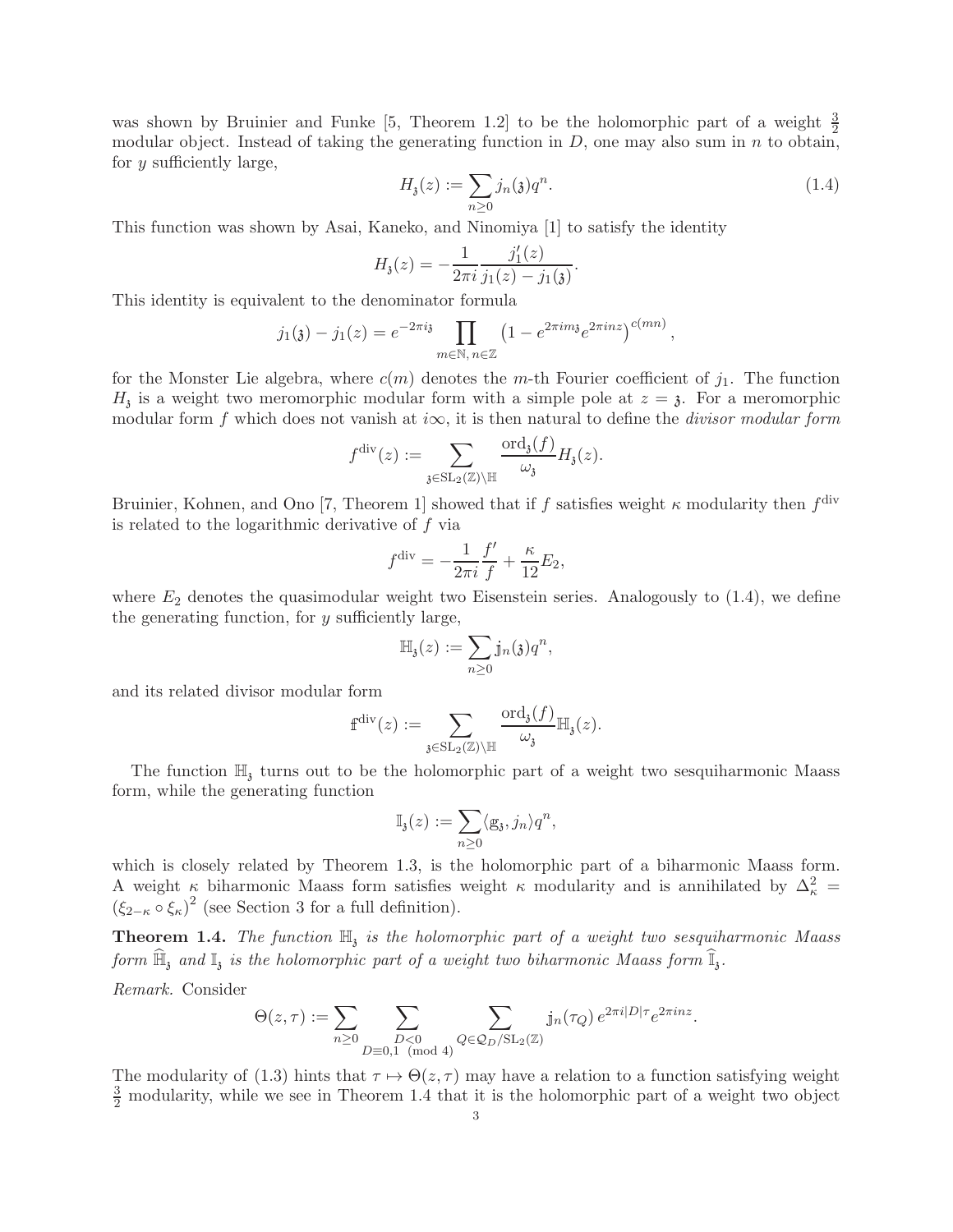was shown by Bruinier and Funke [5, Theorem 1.2] to be the holomorphic part of a weight $\frac{3}{2}$ modular object. Instead of taking the generating function in $D$, one may also sum in $n$ to obtain, for $y$ sufficiently large,

$$H_{\mathfrak{z}}(z) := \sum_{n \geq 0} j_n(\mathfrak{z}) q^n. \tag{1.4}$$

This function was shown by Asai, Kaneko, and Ninomiya [1] to satisfy the identity

$$H_{\mathfrak{z}}(z) = -\frac{1}{2\pi i} \frac{j_1'(z)}{j_1(z) - j_1(\mathfrak{z})}.$$

This identity is equivalent to the denominator formula

$$j_1(\mathfrak{z}) - j_1(z) = e^{-2\pi i \mathfrak{z}} \prod_{m \in \mathbb{N},\, n \in \mathbb{Z}} \left(1 - e^{2\pi i m \mathfrak{z}} e^{2\pi i n z}\right)^{c(mn)},$$

for the Monster Lie algebra, where $c(m)$ denotes the $m$-th Fourier coefficient of $j_1$. The function $H_{\mathfrak{z}}$ is a weight two meromorphic modular form with a simple pole at $z = \mathfrak{z}$. For a meromorphic modular form $f$ which does not vanish at $i\infty$, it is then natural to define the *divisor modular form*

$$f^{\mathrm{div}}(z) := \sum_{\mathfrak{z} \in \mathrm{SL}_2(\mathbb{Z}) \backslash \mathbb{H}} \frac{\mathrm{ord}_{\mathfrak{z}}(f)}{\omega_{\mathfrak{z}}} H_{\mathfrak{z}}(z).$$

Bruinier, Kohnen, and Ono [7, Theorem 1] showed that if $f$ satisfies weight $\kappa$ modularity then $f^{\mathrm{div}}$ is related to the logarithmic derivative of $f$ via

$$f^{\mathrm{div}} = -\frac{1}{2\pi i} \frac{f'}{f} + \frac{\kappa}{12} E_2,$$

where $E_2$ denotes the quasimodular weight two Eisenstein series. Analogously to (1.4), we define the generating function, for $y$ sufficiently large,

$$\mathbb{H}_{\mathfrak{z}}(z) := \sum_{n \geq 0} \mathbb{j}_n(\mathfrak{z}) q^n,$$

and its related divisor modular form

$$\mathbb{f}^{\mathrm{div}}(z) := \sum_{\mathfrak{z} \in \mathrm{SL}_2(\mathbb{Z}) \backslash \mathbb{H}} \frac{\mathrm{ord}_{\mathfrak{z}}(f)}{\omega_{\mathfrak{z}}} \mathbb{H}_{\mathfrak{z}}(z).$$

The function $\mathbb{H}_{\mathfrak{z}}$ turns out to be the holomorphic part of a weight two sesquiharmonic Maass form, while the generating function

$$\mathbb{I}_{\mathfrak{z}}(z) := \sum_{n \geq 0} \langle \mathbb{g}_{\mathfrak{z}}, j_n \rangle q^n,$$

which is closely related by Theorem 1.3, is the holomorphic part of a biharmonic Maass form. A weight $\kappa$ biharmonic Maass form satisfies weight $\kappa$ modularity and is annihilated by $\Delta_\kappa^2 = (\xi_{2-\kappa} \circ \xi_\kappa)^2$ (see Section 3 for a full definition).

**Theorem 1.4.** *The function $\mathbb{H}_{\mathfrak{z}}$ is the holomorphic part of a weight two sesquiharmonic Maass form $\widehat{\mathbb{H}}_{\mathfrak{z}}$ and $\mathbb{I}_{\mathfrak{z}}$ is the holomorphic part of a weight two biharmonic Maass form $\widehat{\mathbb{I}}_{\mathfrak{z}}$.*

*Remark.* Consider

$$\Theta(z,\tau) := \sum_{n \geq 0} \sum_{\substack{D < 0 \\ D \equiv 0,1 \pmod 4}} \sum_{Q \in \mathcal{Q}_D / \mathrm{SL}_2(\mathbb{Z})} \mathbb{j}_n(\tau_Q)\, e^{2\pi i |D| \tau} e^{2\pi i n z}.$$

The modularity of (1.3) hints that $\tau \mapsto \Theta(z,\tau)$ may have a relation to a function satisfying weight $\frac{3}{2}$ modularity, while we see in Theorem 1.4 that it is the holomorphic part of a weight two object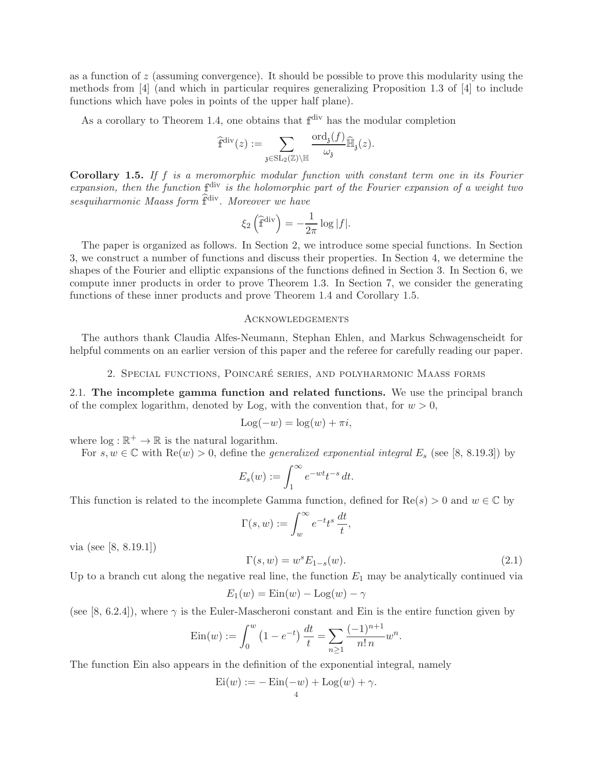as a function of $z$ (assuming convergence). It should be possible to prove this modularity using the methods from [4] (and which in particular requires generalizing Proposition 1.3 of [4] to include functions which have poles in points of the upper half plane).

As a corollary to Theorem 1.4, one obtains that $\mathbb{f}^{\mathrm{div}}$ has the modular completion

$$\widehat{\mathbb{f}}^{\mathrm{div}}(z) := \sum_{\mathfrak{z}\in \mathrm{SL}_2(\mathbb{Z})\backslash\mathbb{H}} \frac{\mathrm{ord}_{\mathfrak{z}}(f)}{\omega_{\mathfrak{z}}} \widehat{\mathbb{H}}_{\mathfrak{z}}(z).$$

**Corollary 1.5.** *If $f$ is a meromorphic modular function with constant term one in its Fourier expansion, then the function $\mathbb{f}^{\mathrm{div}}$ is the holomorphic part of the Fourier expansion of a weight two sesquiharmonic Maass form $\widehat{\mathbb{f}}^{\mathrm{div}}$. Moreover we have*

$$\xi_2\left(\widehat{\mathbb{f}}^{\mathrm{div}}\right) = -\frac{1}{2\pi}\log|f|.$$

The paper is organized as follows. In Section 2, we introduce some special functions. In Section 3, we construct a number of functions and discuss their properties. In Section 4, we determine the shapes of the Fourier and elliptic expansions of the functions defined in Section 3. In Section 6, we compute inner products in order to prove Theorem 1.3. In Section 7, we consider the generating functions of these inner products and prove Theorem 1.4 and Corollary 1.5.

## Acknowledgements

The authors thank Claudia Alfes-Neumann, Stephan Ehlen, and Markus Schwagenscheidt for helpful comments on an earlier version of this paper and the referee for carefully reading our paper.

## 2. Special functions, Poincaré series, and polyharmonic Maass forms

**2.1. The incomplete gamma function and related functions.** We use the principal branch of the complex logarithm, denoted by Log, with the convention that, for $w > 0$,

$$\mathrm{Log}(-w) = \log(w) + \pi i,$$

where $\log : \mathbb{R}^+ \to \mathbb{R}$ is the natural logarithm.

For $s, w \in \mathbb{C}$ with $\mathrm{Re}(w) > 0$, define the *generalized exponential integral* $E_s$ (see [8, 8.19.3]) by

$$E_s(w) := \int_1^\infty e^{-wt} t^{-s}\, dt.$$

This function is related to the incomplete Gamma function, defined for $\mathrm{Re}(s) > 0$ and $w \in \mathbb{C}$ by

$$\Gamma(s, w) := \int_w^\infty e^{-t} t^s \,\frac{dt}{t},$$

via (see [8, 8.19.1])

$$\Gamma(s, w) = w^s E_{1-s}(w). \tag{2.1}$$

Up to a branch cut along the negative real line, the function $E_1$ may be analytically continued via

$$E_1(w) = \mathrm{Ein}(w) - \mathrm{Log}(w) - \gamma$$

(see [8, 6.2.4]), where $\gamma$ is the Euler-Mascheroni constant and Ein is the entire function given by

$$\mathrm{Ein}(w) := \int_0^w \left(1 - e^{-t}\right) \frac{dt}{t} = \sum_{n\geq 1} \frac{(-1)^{n+1}}{n!\, n} w^n.$$

The function Ein also appears in the definition of the exponential integral, namely

$$\mathrm{Ei}(w) := -\,\mathrm{Ein}(-w) + \mathrm{Log}(w) + \gamma.$$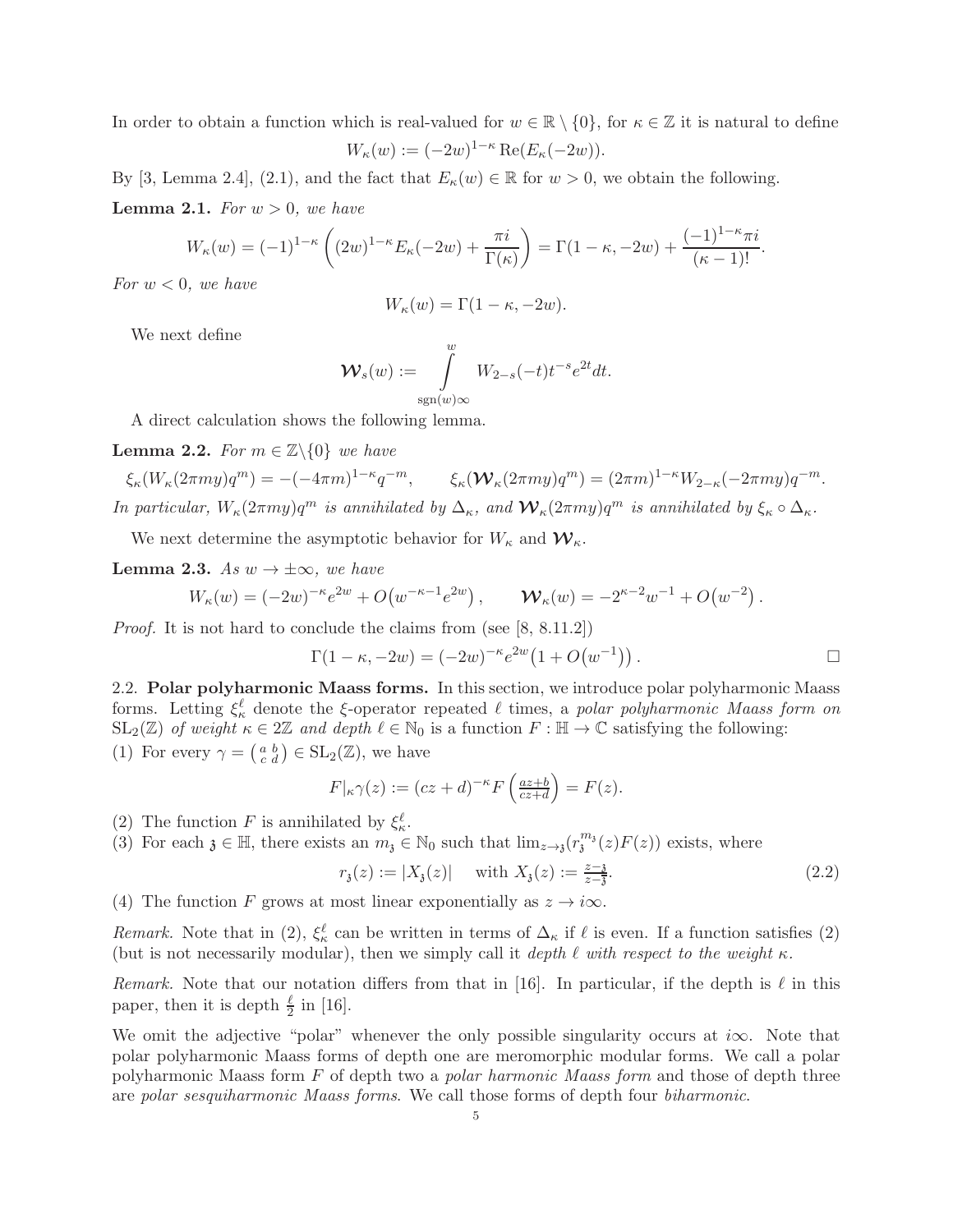In order to obtain a function which is real-valued for $w \in \mathbb{R} \setminus \{0\}$, for $\kappa \in \mathbb{Z}$ it is natural to define

$$W_\kappa(w) := (-2w)^{1-\kappa} \operatorname{Re}(E_\kappa(-2w)).$$

By [3, Lemma 2.4], (2.1), and the fact that $E_\kappa(w) \in \mathbb{R}$ for $w > 0$, we obtain the following.

**Lemma 2.1.** *For $w > 0$, we have*

$$W_\kappa(w) = (-1)^{1-\kappa} \left( (2w)^{1-\kappa} E_\kappa(-2w) + \frac{\pi i}{\Gamma(\kappa)} \right) = \Gamma(1-\kappa, -2w) + \frac{(-1)^{1-\kappa}\pi i}{(\kappa-1)!}.$$

*For $w < 0$, we have*

$$W_\kappa(w) = \Gamma(1-\kappa, -2w).$$

We next define

$$\boldsymbol{\mathcal{W}}_s(w) := \int_{\operatorname{sgn}(w)\infty}^{w} W_{2-s}(-t) t^{-s} e^{2t} dt.$$

A direct calculation shows the following lemma.

**Lemma 2.2.** *For $m \in \mathbb{Z}\setminus\{0\}$ we have*

$$\xi_\kappa(W_\kappa(2\pi m y) q^m) = -(-4\pi m)^{1-\kappa} q^{-m}, \qquad \xi_\kappa(\boldsymbol{\mathcal{W}}_\kappa(2\pi m y) q^m) = (2\pi m)^{1-\kappa} W_{2-\kappa}(-2\pi m y) q^{-m}.$$

*In particular, $W_\kappa(2\pi m y) q^m$ is annihilated by $\Delta_\kappa$, and $\boldsymbol{\mathcal{W}}_\kappa(2\pi m y) q^m$ is annihilated by $\xi_\kappa \circ \Delta_\kappa$.*

We next determine the asymptotic behavior for $W_\kappa$ and $\boldsymbol{\mathcal{W}}_\kappa$.

**Lemma 2.3.** *As $w \to \pm\infty$, we have*

$$W_\kappa(w) = (-2w)^{-\kappa} e^{2w} + O\left(w^{-\kappa-1} e^{2w}\right), \qquad \boldsymbol{\mathcal{W}}_\kappa(w) = -2^{\kappa-2} w^{-1} + O\left(w^{-2}\right).$$

*Proof.* It is not hard to conclude the claims from (see [8, 8.11.2])

$$\Gamma(1-\kappa, -2w) = (-2w)^{-\kappa} e^{2w} \left(1 + O\left(w^{-1}\right)\right). \qquad \square$$

### 2.2. Polar polyharmonic Maass forms.

In this section, we introduce polar polyharmonic Maass forms. Letting $\xi_\kappa^\ell$ denote the $\xi$-operator repeated $\ell$ times, a *polar polyharmonic Maass form on* $\mathrm{SL}_2(\mathbb{Z})$ *of weight* $\kappa \in 2\mathbb{Z}$ *and depth* $\ell \in \mathbb{N}_0$ is a function $F : \mathbb{H} \to \mathbb{C}$ satisfying the following:

(1) For every $\gamma = \left(\begin{smallmatrix} a & b \\ c & d \end{smallmatrix}\right) \in \mathrm{SL}_2(\mathbb{Z})$, we have

$$F|_\kappa \gamma(z) := (cz+d)^{-\kappa} F\left(\tfrac{az+b}{cz+d}\right) = F(z).$$

(2) The function $F$ is annihilated by $\xi_\kappa^\ell$.

(3) For each $\mathfrak{z} \in \mathbb{H}$, there exists an $m_\mathfrak{z} \in \mathbb{N}_0$ such that $\lim_{z \to \mathfrak{z}} (r_\mathfrak{z}^{m_\mathfrak{z}}(z) F(z))$ exists, where

$$r_\mathfrak{z}(z) := |X_\mathfrak{z}(z)| \quad \text{ with } X_\mathfrak{z}(z) := \tfrac{z-\mathfrak{z}}{z-\overline{\mathfrak{z}}}. \tag{2.2}$$

(4) The function $F$ grows at most linear exponentially as $z \to i\infty$.

*Remark.* Note that in (2), $\xi_\kappa^\ell$ can be written in terms of $\Delta_\kappa$ if $\ell$ is even. If a function satisfies (2) (but is not necessarily modular), then we simply call it *depth $\ell$ with respect to the weight $\kappa$*.

*Remark.* Note that our notation differs from that in [16]. In particular, if the depth is $\ell$ in this paper, then it is depth $\frac{\ell}{2}$ in [16].

We omit the adjective "polar" whenever the only possible singularity occurs at $i\infty$. Note that polar polyharmonic Maass forms of depth one are meromorphic modular forms. We call a polar polyharmonic Maass form $F$ of depth two a *polar harmonic Maass form* and those of depth three are *polar sesquiharmonic Maass forms*. We call those forms of depth four *biharmonic*.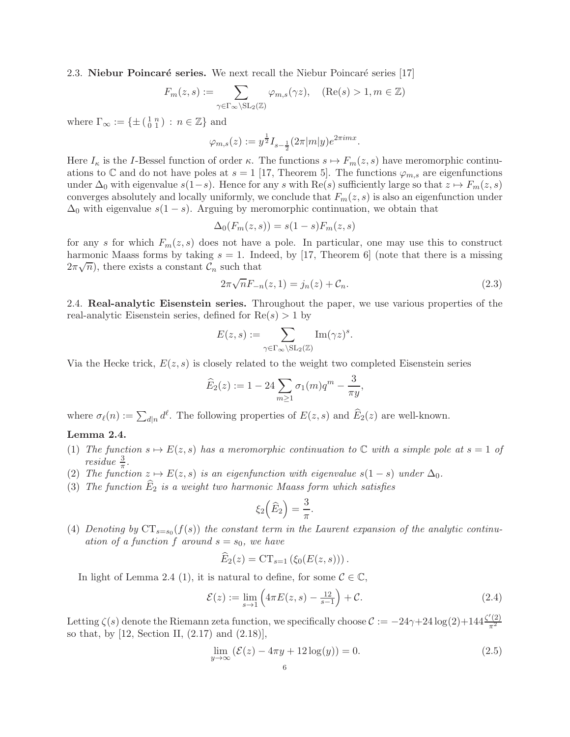2.3. **Niebur Poincaré series.** We next recall the Niebur Poincaré series [17]

$$F_m(z,s) := \sum_{\gamma \in \Gamma_\infty \backslash \mathrm{SL}_2(\mathbb{Z})} \varphi_{m,s}(\gamma z), \quad (\mathrm{Re}(s) > 1, m \in \mathbb{Z})$$

where $\Gamma_\infty := \{\pm \left(\begin{smallmatrix} 1 & n \\ 0 & 1 \end{smallmatrix}\right) : n \in \mathbb{Z}\}$ and

$$\varphi_{m,s}(z) := y^{\frac{1}{2}} I_{s-\frac{1}{2}}(2\pi|m|y) e^{2\pi i m x}.$$

Here $I_\kappa$ is the $I$-Bessel function of order $\kappa$. The functions $s \mapsto F_m(z,s)$ have meromorphic continuations to $\mathbb{C}$ and do not have poles at $s=1$ [17, Theorem 5]. The functions $\varphi_{m,s}$ are eigenfunctions under $\Delta_0$ with eigenvalue $s(1-s)$. Hence for any $s$ with $\mathrm{Re}(s)$ sufficiently large so that $z \mapsto F_m(z,s)$ converges absolutely and locally uniformly, we conclude that $F_m(z,s)$ is also an eigenfunction under $\Delta_0$ with eigenvalue $s(1-s)$. Arguing by meromorphic continuation, we obtain that

$$\Delta_0(F_m(z,s)) = s(1-s) F_m(z,s)$$

for any $s$ for which $F_m(z,s)$ does not have a pole. In particular, one may use this to construct harmonic Maass forms by taking $s=1$. Indeed, by [17, Theorem 6] (note that there is a missing $2\pi\sqrt{n}$), there exists a constant $\mathcal{C}_n$ such that

$$2\pi\sqrt{n} F_{-n}(z,1) = j_n(z) + \mathcal{C}_n. \tag{2.3}$$

2.4. **Real-analytic Eisenstein series.** Throughout the paper, we use various properties of the real-analytic Eisenstein series, defined for $\mathrm{Re}(s) > 1$ by

$$E(z,s) := \sum_{\gamma \in \Gamma_\infty \backslash \mathrm{SL}_2(\mathbb{Z})} \mathrm{Im}(\gamma z)^s.$$

Via the Hecke trick, $E(z,s)$ is closely related to the weight two completed Eisenstein series

$$\widehat{E}_2(z) := 1 - 24 \sum_{m \geq 1} \sigma_1(m) q^m - \frac{3}{\pi y},$$

where $\sigma_\ell(n) := \sum_{d|n} d^\ell$. The following properties of $E(z,s)$ and $\widehat{E}_2(z)$ are well-known.

**Lemma 2.4.**

(1) *The function $s \mapsto E(z,s)$ has a meromorphic continuation to $\mathbb{C}$ with a simple pole at $s=1$ of residue $\frac{3}{\pi}$.*

(2) *The function $z \mapsto E(z,s)$ is an eigenfunction with eigenvalue $s(1-s)$ under $\Delta_0$.*

(3) *The function $\widehat{E}_2$ is a weight two harmonic Maass form which satisfies*

$$\xi_2\left(\widehat{E}_2\right) = \frac{3}{\pi}.$$

(4) *Denoting by $\mathrm{CT}_{s=s_0}(f(s))$ the constant term in the Laurent expansion of the analytic continuation of a function $f$ around $s=s_0$, we have*

$$\widehat{E}_2(z) = \mathrm{CT}_{s=1}\left(\xi_0(E(z,s))\right).$$

In light of Lemma 2.4 (1), it is natural to define, for some $\mathcal{C} \in \mathbb{C}$,

$$\mathcal{E}(z) := \lim_{s \to 1} \left(4\pi E(z,s) - \tfrac{12}{s-1}\right) + \mathcal{C}. \tag{2.4}$$

Letting $\zeta(s)$ denote the Riemann zeta function, we specifically choose $\mathcal{C} := -24\gamma + 24\log(2) + 144\frac{\zeta'(2)}{\pi^2}$ so that, by [12, Section II, (2.17) and (2.18)],

$$\lim_{y \to \infty} \left(\mathcal{E}(z) - 4\pi y + 12\log(y)\right) = 0. \tag{2.5}$$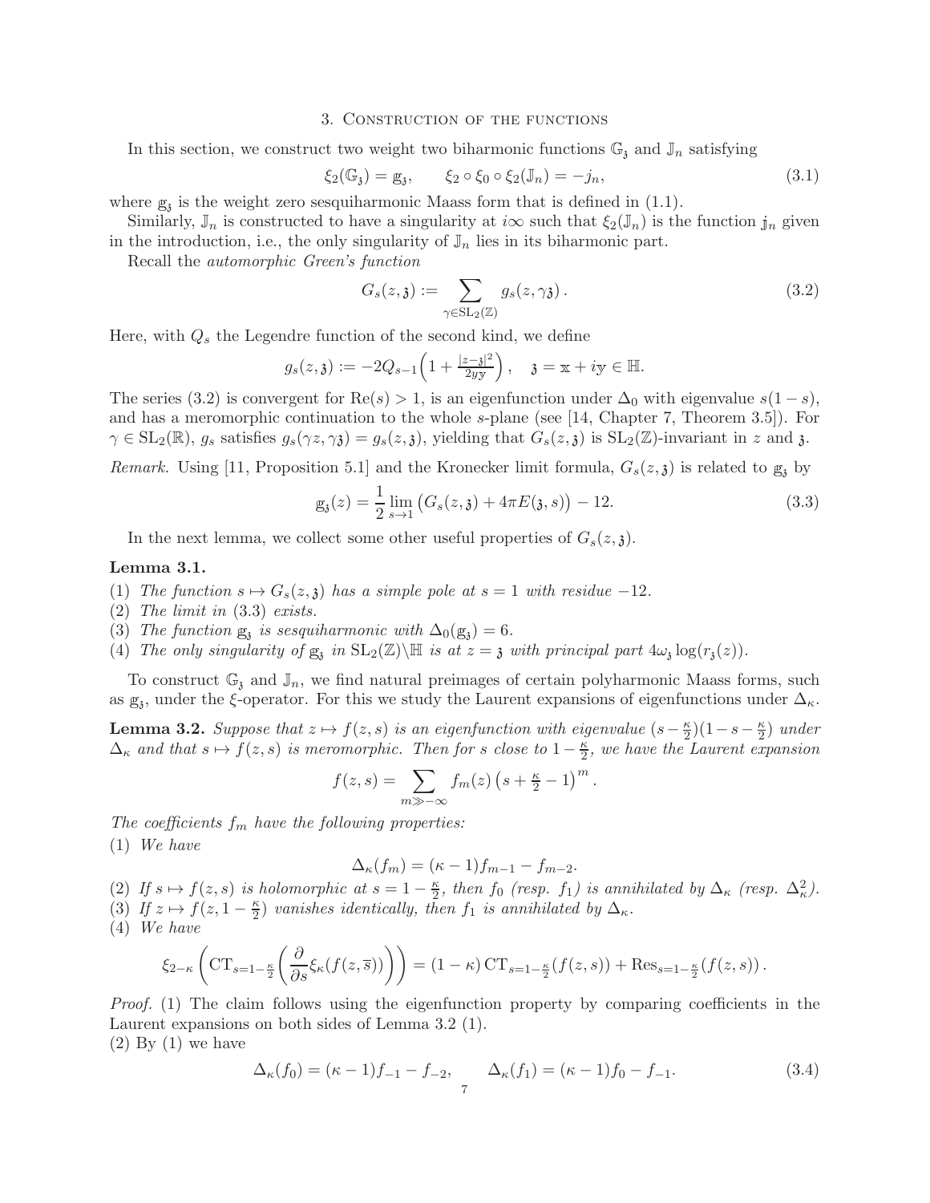## 3. Construction of the functions

In this section, we construct two weight two biharmonic functions $\mathbb{G}_{\mathfrak{z}}$ and $\mathbb{J}_n$ satisfying

$$\xi_2(\mathbb{G}_{\mathfrak{z}}) = \mathbbm{g}_{\mathfrak{z}}, \qquad \xi_2 \circ \xi_0 \circ \xi_2(\mathbb{J}_n) = -j_n, \tag{3.1}$$

where $\mathbbm{g}_{\mathfrak{z}}$ is the weight zero sesquiharmonic Maass form that is defined in (1.1).

Similarly, $\mathbb{J}_n$ is constructed to have a singularity at $i\infty$ such that $\xi_2(\mathbb{J}_n)$ is the function $\mathbbm{j}_n$ given in the introduction, i.e., the only singularity of $\mathbb{J}_n$ lies in its biharmonic part.

Recall the *automorphic Green's function*

$$G_s(z, \mathfrak{z}) := \sum_{\gamma \in \mathrm{SL}_2(\mathbb{Z})} g_s(z, \gamma\mathfrak{z}). \tag{3.2}$$

Here, with $Q_s$ the Legendre function of the second kind, we define

$$g_s(z, \mathfrak{z}) := -2Q_{s-1}\Big(1 + \tfrac{|z-\mathfrak{z}|^2}{2y\mathbbm{y}}\Big), \quad \mathfrak{z} = \mathbbm{x} + i\mathbbm{y} \in \mathbb{H}.$$

The series (3.2) is convergent for $\mathrm{Re}(s) > 1$, is an eigenfunction under $\Delta_0$ with eigenvalue $s(1-s)$, and has a meromorphic continuation to the whole $s$-plane (see [14, Chapter 7, Theorem 3.5]). For $\gamma \in \mathrm{SL}_2(\mathbb{R})$, $g_s$ satisfies $g_s(\gamma z, \gamma\mathfrak{z}) = g_s(z, \mathfrak{z})$, yielding that $G_s(z, \mathfrak{z})$ is $\mathrm{SL}_2(\mathbb{Z})$-invariant in $z$ and $\mathfrak{z}$.

*Remark.* Using [11, Proposition 5.1] and the Kronecker limit formula, $G_s(z, \mathfrak{z})$ is related to $\mathbbm{g}_{\mathfrak{z}}$ by

$$\mathbbm{g}_{\mathfrak{z}}(z) = \frac{1}{2}\lim_{s \to 1}\big(G_s(z, \mathfrak{z}) + 4\pi E(\mathfrak{z}, s)\big) - 12. \tag{3.3}$$

In the next lemma, we collect some other useful properties of $G_s(z, \mathfrak{z})$.

**Lemma 3.1.**

(1) *The function $s \mapsto G_s(z, \mathfrak{z})$ has a simple pole at $s = 1$ with residue $-12$.*
(2) *The limit in (3.3) exists.*
(3) *The function $\mathbbm{g}_{\mathfrak{z}}$ is sesquiharmonic with $\Delta_0(\mathbbm{g}_{\mathfrak{z}}) = 6$.*
(4) *The only singularity of $\mathbbm{g}_{\mathfrak{z}}$ in $\mathrm{SL}_2(\mathbb{Z})\backslash\mathbb{H}$ is at $z = \mathfrak{z}$ with principal part $4\omega_{\mathfrak{z}} \log(r_{\mathfrak{z}}(z))$.*

To construct $\mathbb{G}_{\mathfrak{z}}$ and $\mathbb{J}_n$, we find natural preimages of certain polyharmonic Maass forms, such as $\mathbbm{g}_{\mathfrak{z}}$, under the $\xi$-operator. For this we study the Laurent expansions of eigenfunctions under $\Delta_\kappa$.

**Lemma 3.2.** *Suppose that $z \mapsto f(z, s)$ is an eigenfunction with eigenvalue $(s - \frac{\kappa}{2})(1 - s - \frac{\kappa}{2})$ under $\Delta_\kappa$ and that $s \mapsto f(z, s)$ is meromorphic. Then for $s$ close to $1 - \frac{\kappa}{2}$, we have the Laurent expansion*

$$f(z, s) = \sum_{m \gg -\infty} f_m(z)\left(s + \tfrac{\kappa}{2} - 1\right)^m.$$

*The coefficients $f_m$ have the following properties:*

(1) *We have*

$$\Delta_\kappa(f_m) = (\kappa - 1)f_{m-1} - f_{m-2}.$$

(2) *If $s \mapsto f(z, s)$ is holomorphic at $s = 1 - \frac{\kappa}{2}$, then $f_0$ (resp. $f_1$) is annihilated by $\Delta_\kappa$ (resp. $\Delta_\kappa^2$).*
(3) *If $z \mapsto f(z, 1 - \frac{\kappa}{2})$ vanishes identically, then $f_1$ is annihilated by $\Delta_\kappa$.*
(4) *We have*

$$\xi_{2-\kappa}\left(\mathrm{CT}_{s=1-\frac{\kappa}{2}}\left(\frac{\partial}{\partial s}\xi_\kappa(f(z, \overline{s}))\right)\right) = (1-\kappa)\,\mathrm{CT}_{s=1-\frac{\kappa}{2}}(f(z, s)) + \mathrm{Res}_{s=1-\frac{\kappa}{2}}(f(z, s)).$$

*Proof.* (1) The claim follows using the eigenfunction property by comparing coefficients in the Laurent expansions on both sides of Lemma 3.2 (1).

(2) By (1) we have

$$\Delta_\kappa(f_0) = (\kappa - 1)f_{-1} - f_{-2}, \qquad \Delta_\kappa(f_1) = (\kappa - 1)f_0 - f_{-1}. \tag{3.4}$$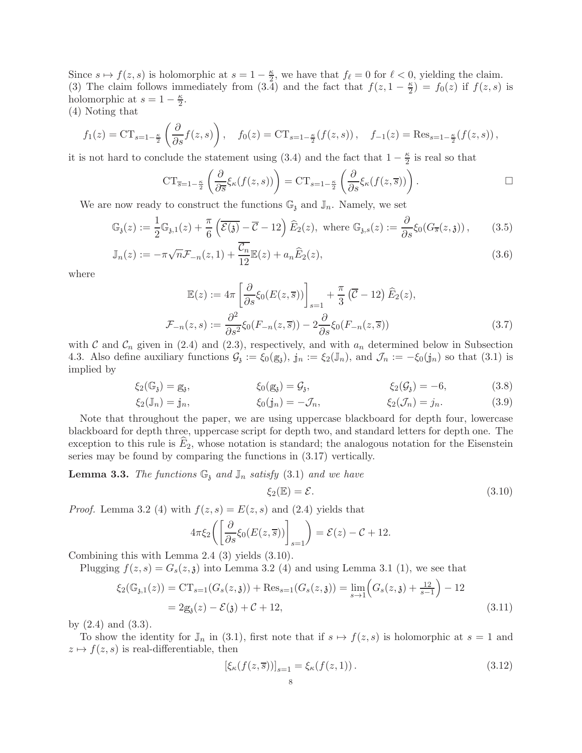Since $s \mapsto f(z,s)$ is holomorphic at $s = 1 - \frac{\kappa}{2}$, we have that $f_\ell = 0$ for $\ell < 0$, yielding the claim.
(3) The claim follows immediately from (3.4) and the fact that $f(z, 1-\frac{\kappa}{2}) = f_0(z)$ if $f(z,s)$ is holomorphic at $s = 1 - \frac{\kappa}{2}$.
(4) Noting that

$$f_1(z) = \mathrm{CT}_{s=1-\frac{\kappa}{2}}\left(\frac{\partial}{\partial s} f(z,s)\right), \quad f_0(z) = \mathrm{CT}_{s=1-\frac{\kappa}{2}}\left(f(z,s)\right), \quad f_{-1}(z) = \mathrm{Res}_{s=1-\frac{\kappa}{2}}\left(f(z,s)\right),$$

it is not hard to conclude the statement using (3.4) and the fact that $1-\frac{\kappa}{2}$ is real so that

$$\mathrm{CT}_{\overline{s}=1-\frac{\kappa}{2}}\left(\frac{\partial}{\partial \overline{s}} \xi_\kappa(f(z,s))\right) = \mathrm{CT}_{s=1-\frac{\kappa}{2}}\left(\frac{\partial}{\partial s} \xi_\kappa(f(z,\overline{s}))\right). \qquad \square$$

We are now ready to construct the functions $\mathbb{G}_{\mathfrak{z}}$ and $\mathbb{J}_n$. Namely, we set

$$\mathbb{G}_{\mathfrak{z}}(z) := \frac{1}{2}\mathbb{G}_{\mathfrak{z},1}(z) + \frac{\pi}{6}\left(\overline{\mathcal{E}(\mathfrak{z})} - \overline{\mathcal{C}} - 12\right)\widehat{E}_2(z), \text{ where } \mathbb{G}_{\mathfrak{z},s}(z) := \frac{\partial}{\partial s}\xi_0(G_{\overline{s}}(z,\mathfrak{z})), \tag{3.5}$$

$$\mathbb{J}_n(z) := -\pi\sqrt{n}\mathcal{F}_{-n}(z,1) + \frac{\overline{\mathcal{C}_n}}{12}\mathbb{E}(z) + a_n\widehat{E}_2(z), \tag{3.6}$$

where

$$\mathbb{E}(z) := 4\pi\left[\frac{\partial}{\partial s}\xi_0(E(z,\overline{s}))\right]_{s=1} + \frac{\pi}{3}\left(\overline{\mathcal{C}} - 12\right)\widehat{E}_2(z),$$

$$\mathcal{F}_{-n}(z,s) := \frac{\partial^2}{\partial s^2}\xi_0(F_{-n}(z,\overline{s})) - 2\frac{\partial}{\partial s}\xi_0(F_{-n}(z,\overline{s})) \tag{3.7}$$

with $\mathcal{C}$ and $\mathcal{C}_n$ given in (2.4) and (2.3), respectively, and with $a_n$ determined below in Subsection 4.3. Also define auxiliary functions $\mathcal{G}_{\mathfrak{z}} := \xi_0(\mathbb{g}_{\mathfrak{z}})$, $\mathbb{j}_n := \xi_2(\mathbb{J}_n)$, and $\mathcal{J}_n := -\xi_0(\mathbb{j}_n)$ so that (3.1) is implied by

$$\xi_2(\mathbb{G}_{\mathfrak{z}}) = \mathbb{g}_{\mathfrak{z}}, \qquad \xi_0(\mathbb{g}_{\mathfrak{z}}) = \mathcal{G}_{\mathfrak{z}}, \qquad \xi_2(\mathcal{G}_{\mathfrak{z}}) = -6, \tag{3.8}$$

$$\xi_2(\mathbb{J}_n) = \mathbb{j}_n, \qquad \xi_0(\mathbb{j}_n) = -\mathcal{J}_n, \qquad \xi_2(\mathcal{J}_n) = j_n. \tag{3.9}$$

Note that throughout the paper, we are using uppercase blackboard for depth four, lowercase blackboard for depth three, uppercase script for depth two, and standard letters for depth one. The exception to this rule is $\widehat{E}_2$, whose notation is standard; the analogous notation for the Eisenstein series may be found by comparing the functions in (3.17) vertically.

**Lemma 3.3.** *The functions $\mathbb{G}_{\mathfrak{z}}$ and $\mathbb{J}_n$ satisfy* (3.1) *and we have*

$$\xi_2(\mathbb{E}) = \mathcal{E}. \tag{3.10}$$

*Proof.* Lemma 3.2 (4) with $f(z,s) = E(z,s)$ and (2.4) yields that

$$4\pi\xi_2\left(\left[\frac{\partial}{\partial s}\xi_0(E(z,\overline{s}))\right]_{s=1}\right) = \mathcal{E}(z) - \mathcal{C} + 12.$$

Combining this with Lemma 2.4 (3) yields (3.10).

Plugging $f(z,s) = G_s(z,\mathfrak{z})$ into Lemma 3.2 (4) and using Lemma 3.1 (1), we see that

$$\begin{aligned}\xi_2(\mathbb{G}_{\mathfrak{z},1}(z)) &= \mathrm{CT}_{s=1}(G_s(z,\mathfrak{z})) + \mathrm{Res}_{s=1}(G_s(z,\mathfrak{z})) = \lim_{s\to 1}\Big(G_s(z,\mathfrak{z}) + \tfrac{12}{s-1}\Big) - 12 \\ &= 2\mathbb{g}_{\mathfrak{z}}(z) - \mathcal{E}(\mathfrak{z}) + \mathcal{C} + 12,\end{aligned} \tag{3.11}$$

by (2.4) and (3.3).

To show the identity for $\mathbb{J}_n$ in (3.1), first note that if $s \mapsto f(z,s)$ is holomorphic at $s=1$ and $z \mapsto f(z,s)$ is real-differentiable, then

$$\left[\xi_\kappa(f(z,\overline{s}))\right]_{s=1} = \xi_\kappa(f(z,1)). \tag{3.12}$$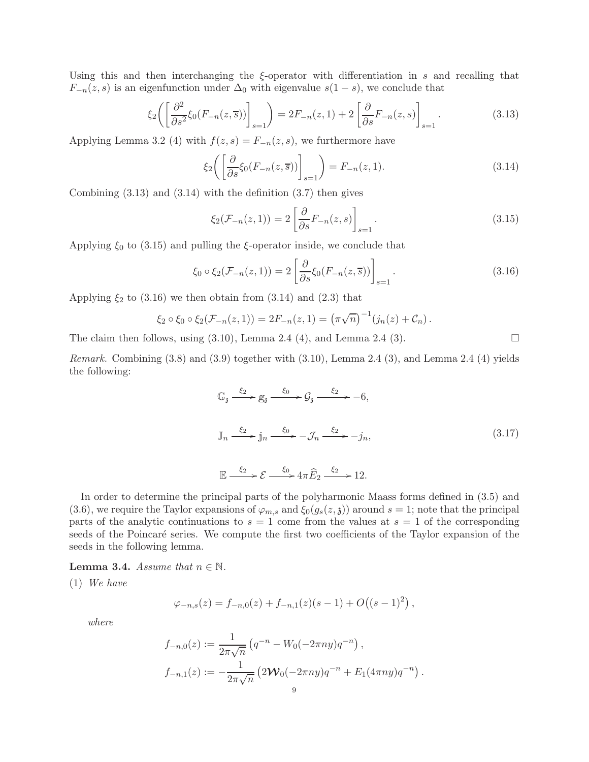Using this and then interchanging the $\xi$-operator with differentiation in $s$ and recalling that $F_{-n}(z,s)$ is an eigenfunction under $\Delta_0$ with eigenvalue $s(1-s)$, we conclude that

$$\xi_2\left(\left[\frac{\partial^2}{\partial s^2}\xi_0(F_{-n}(z,\overline{s}))\right]_{s=1}\right) = 2F_{-n}(z,1) + 2\left[\frac{\partial}{\partial s}F_{-n}(z,s)\right]_{s=1}. \tag{3.13}$$

Applying Lemma 3.2 (4) with $f(z,s) = F_{-n}(z,s)$, we furthermore have

$$\xi_2\left(\left[\frac{\partial}{\partial s}\xi_0(F_{-n}(z,\overline{s}))\right]_{s=1}\right) = F_{-n}(z,1). \tag{3.14}$$

Combining (3.13) and (3.14) with the definition (3.7) then gives

$$\xi_2(\mathcal{F}_{-n}(z,1)) = 2\left[\frac{\partial}{\partial s}F_{-n}(z,s)\right]_{s=1}. \tag{3.15}$$

Applying $\xi_0$ to (3.15) and pulling the $\xi$-operator inside, we conclude that

$$\xi_0 \circ \xi_2(\mathcal{F}_{-n}(z,1)) = 2\left[\frac{\partial}{\partial s}\xi_0(F_{-n}(z,\overline{s}))\right]_{s=1}. \tag{3.16}$$

Applying $\xi_2$ to (3.16) we then obtain from (3.14) and (2.3) that

$$\xi_2 \circ \xi_0 \circ \xi_2(\mathcal{F}_{-n}(z,1)) = 2F_{-n}(z,1) = \left(\pi\sqrt{n}\right)^{-1}(j_n(z) + \mathcal{C}_n).$$

The claim then follows, using (3.10), Lemma 2.4 (4), and Lemma 2.4 (3). $\square$

*Remark.* Combining (3.8) and (3.9) together with (3.10), Lemma 2.4 (3), and Lemma 2.4 (4) yields the following:

$$\mathbb{G}_{\mathfrak{z}} \xrightarrow{\xi_2} \mathfrak{g}_{\mathfrak{z}} \xrightarrow{\xi_0} \mathcal{G}_{\mathfrak{z}} \xrightarrow{\xi_2} -6,$$

$$\mathbb{J}_n \xrightarrow{\xi_2} \mathfrak{j}_n \xrightarrow{\xi_0} -\mathcal{J}_n \xrightarrow{\xi_2} -j_n, \tag{3.17}$$

$$\mathbb{E} \xrightarrow{\xi_2} \mathcal{E} \xrightarrow{\xi_0} 4\pi\widehat{E}_2 \xrightarrow{\xi_2} 12.$$

In order to determine the principal parts of the polyharmonic Maass forms defined in (3.5) and (3.6), we require the Taylor expansions of $\varphi_{m,s}$ and $\xi_0(g_s(z,\mathfrak{z}))$ around $s=1$; note that the principal parts of the analytic continuations to $s=1$ come from the values at $s=1$ of the corresponding seeds of the Poincaré series. We compute the first two coefficients of the Taylor expansion of the seeds in the following lemma.

**Lemma 3.4.** *Assume that $n \in \mathbb{N}$.*

(1) *We have*

$$\varphi_{-n,s}(z) = f_{-n,0}(z) + f_{-n,1}(z)(s-1) + O\big((s-1)^2\big),$$

*where*

$$f_{-n,0}(z) := \frac{1}{2\pi\sqrt{n}}\left(q^{-n} - W_0(-2\pi ny)q^{-n}\right),$$

$$f_{-n,1}(z) := -\frac{1}{2\pi\sqrt{n}}\left(2\boldsymbol{\mathcal{W}}_0(-2\pi ny)q^{-n} + E_1(4\pi ny)q^{-n}\right).$$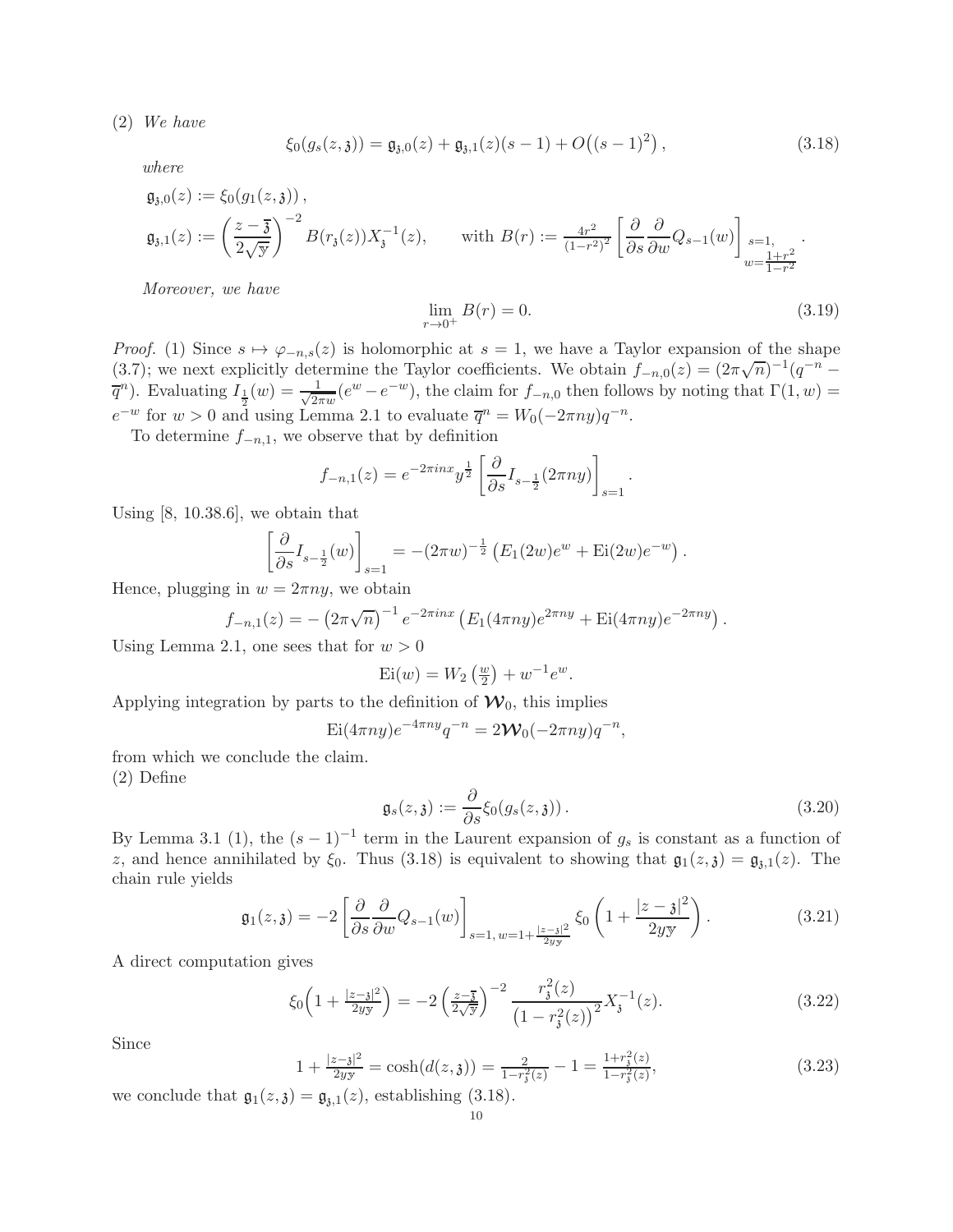(2) *We have*

$$\xi_0(g_s(z,\mathfrak{z})) = \mathfrak{g}_{\mathfrak{z},0}(z) + \mathfrak{g}_{\mathfrak{z},1}(z)(s-1) + O\big((s-1)^2\big), \tag{3.18}$$

*where*

$$\mathfrak{g}_{\mathfrak{z},0}(z) := \xi_0(g_1(z,\mathfrak{z}))\,,$$
$$\mathfrak{g}_{\mathfrak{z},1}(z) := \left(\frac{z-\overline{\mathfrak{z}}}{2\sqrt{\mathbb{y}}}\right)^{-2} B(r_{\mathfrak{z}}(z))X_{\mathfrak{z}}^{-1}(z), \qquad \text{with } B(r) := \tfrac{4r^2}{(1-r^2)^2}\left[\frac{\partial}{\partial s}\frac{\partial}{\partial w}Q_{s-1}(w)\right]_{\substack{s=1,\\ w=\frac{1+r^2}{1-r^2}}}.$$

*Moreover, we have*

$$\lim_{r\to 0^+} B(r) = 0. \tag{3.19}$$

*Proof.* (1) Since $s \mapsto \varphi_{-n,s}(z)$ is holomorphic at $s=1$, we have a Taylor expansion of the shape (3.7); we next explicitly determine the Taylor coefficients. We obtain $f_{-n,0}(z) = (2\pi\sqrt{n})^{-1}(q^{-n} - \overline{q}^n)$. Evaluating $I_{\frac{1}{2}}(w) = \frac{1}{\sqrt{2\pi w}}(e^w - e^{-w})$, the claim for $f_{-n,0}$ then follows by noting that $\Gamma(1,w) = e^{-w}$ for $w>0$ and using Lemma 2.1 to evaluate $\overline{q}^n = W_0(-2\pi n y)q^{-n}$.

To determine $f_{-n,1}$, we observe that by definition

$$f_{-n,1}(z) = e^{-2\pi i n x} y^{\frac{1}{2}} \left[\frac{\partial}{\partial s} I_{s-\frac{1}{2}}(2\pi n y)\right]_{s=1}.$$

Using [8, 10.38.6], we obtain that

$$\left[\frac{\partial}{\partial s} I_{s-\frac{1}{2}}(w)\right]_{s=1} = -(2\pi w)^{-\frac{1}{2}}\left(E_1(2w)e^w + \mathrm{Ei}(2w)e^{-w}\right).$$

Hence, plugging in $w = 2\pi n y$, we obtain

$$f_{-n,1}(z) = -\left(2\pi\sqrt{n}\right)^{-1} e^{-2\pi i n x}\left(E_1(4\pi n y)e^{2\pi n y} + \mathrm{Ei}(4\pi n y)e^{-2\pi n y}\right).$$

Using Lemma 2.1, one sees that for $w>0$

$$\mathrm{Ei}(w) = W_2\left(\tfrac{w}{2}\right) + w^{-1}e^w.$$

Applying integration by parts to the definition of $\boldsymbol{\mathcal{W}}_0$, this implies

$$\mathrm{Ei}(4\pi n y)e^{-4\pi n y}q^{-n} = 2\boldsymbol{\mathcal{W}}_0(-2\pi n y)q^{-n},$$

from which we conclude the claim.

(2) Define

$$\mathfrak{g}_s(z,\mathfrak{z}) := \frac{\partial}{\partial s}\xi_0(g_s(z,\mathfrak{z}))\,. \tag{3.20}$$

By Lemma 3.1 (1), the $(s-1)^{-1}$ term in the Laurent expansion of $g_s$ is constant as a function of $z$, and hence annihilated by $\xi_0$. Thus (3.18) is equivalent to showing that $\mathfrak{g}_1(z,\mathfrak{z}) = \mathfrak{g}_{\mathfrak{z},1}(z)$. The chain rule yields

$$\mathfrak{g}_1(z,\mathfrak{z}) = -2\left[\frac{\partial}{\partial s}\frac{\partial}{\partial w}Q_{s-1}(w)\right]_{s=1,\, w=1+\frac{|z-\mathfrak{z}|^2}{2y\mathbb{y}}} \xi_0\left(1 + \frac{|z-\mathfrak{z}|^2}{2y\mathbb{y}}\right). \tag{3.21}$$

A direct computation gives

$$\xi_0\Big(1 + \tfrac{|z-\mathfrak{z}|^2}{2y\mathbb{y}}\Big) = -2\left(\tfrac{z-\overline{\mathfrak{z}}}{2\sqrt{\mathbb{y}}}\right)^{-2}\frac{r_{\mathfrak{z}}^2(z)}{\left(1-r_{\mathfrak{z}}^2(z)\right)^2}X_{\mathfrak{z}}^{-1}(z). \tag{3.22}$$

Since

$$1 + \tfrac{|z-\mathfrak{z}|^2}{2y\mathbb{y}} = \cosh(d(z,\mathfrak{z})) = \tfrac{2}{1-r_{\mathfrak{z}}^2(z)} - 1 = \tfrac{1+r_{\mathfrak{z}}^2(z)}{1-r_{\mathfrak{z}}^2(z)}, \tag{3.23}$$

we conclude that $\mathfrak{g}_1(z,\mathfrak{z}) = \mathfrak{g}_{\mathfrak{z},1}(z)$, establishing (3.18).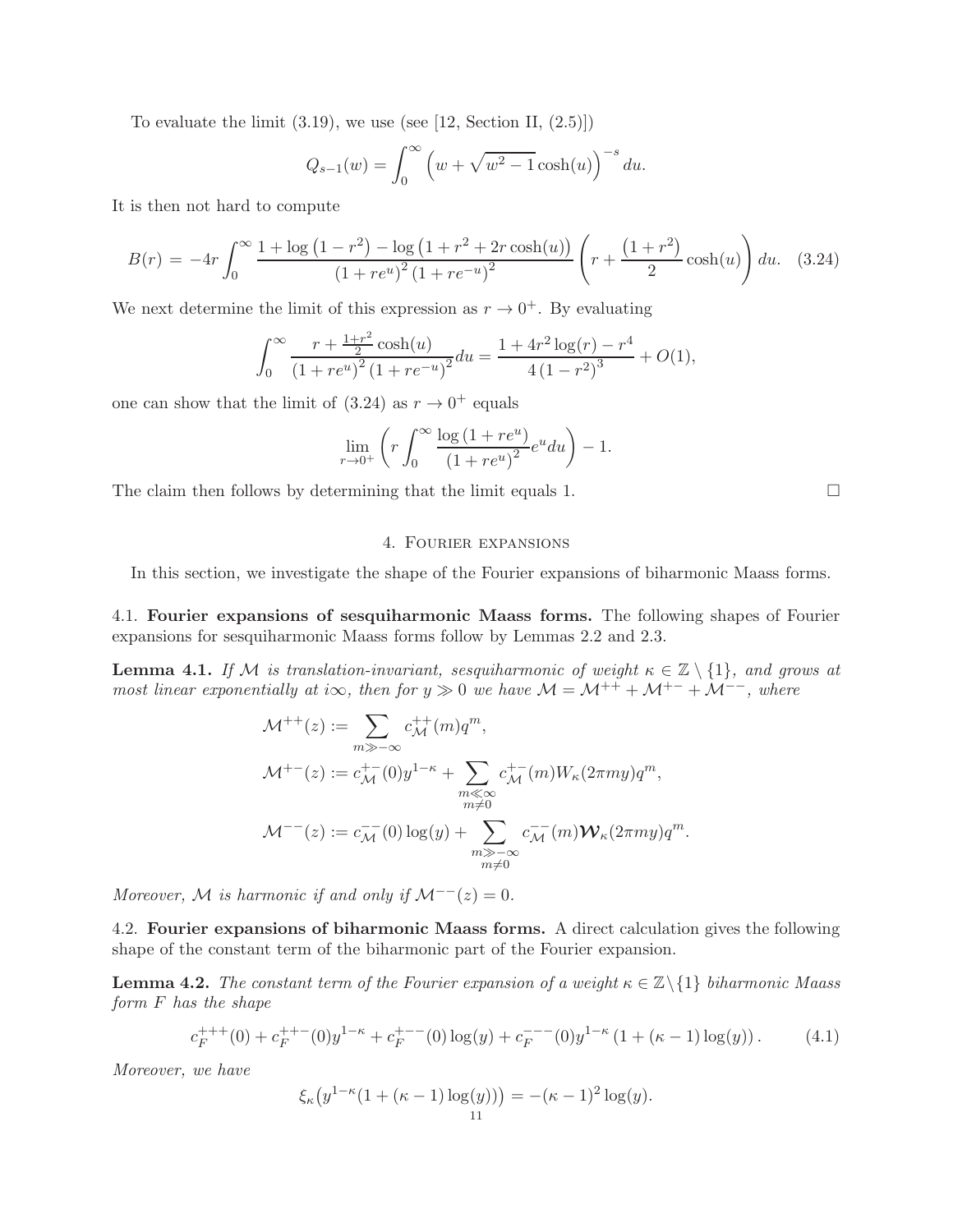To evaluate the limit (3.19), we use (see [12, Section II, (2.5)])

$$Q_{s-1}(w) = \int_0^\infty \left( w + \sqrt{w^2-1}\cosh(u)\right)^{-s} du.$$

It is then not hard to compute

$$B(r) = -4r \int_0^\infty \frac{1+\log\left(1-r^2\right) - \log\left(1+r^2+2r\cosh(u)\right)}{\left(1+re^u\right)^2\left(1+re^{-u}\right)^2}\left(r + \frac{\left(1+r^2\right)}{2}\cosh(u)\right) du. \quad (3.24)$$

We next determine the limit of this expression as $r \to 0^+$. By evaluating

$$\int_0^\infty \frac{r + \frac{1+r^2}{2}\cosh(u)}{\left(1+re^u\right)^2\left(1+re^{-u}\right)^2} du = \frac{1+4r^2\log(r) - r^4}{4\left(1-r^2\right)^3} + O(1),$$

one can show that the limit of (3.24) as $r \to 0^+$ equals

$$\lim_{r\to 0^+}\left( r\int_0^\infty \frac{\log\left(1+re^u\right)}{\left(1+re^u\right)^2} e^u du\right) - 1.$$

The claim then follows by determining that the limit equals 1. $\square$

## 4. Fourier expansions

In this section, we investigate the shape of the Fourier expansions of biharmonic Maass forms.

### 4.1. Fourier expansions of sesquiharmonic Maass forms.

The following shapes of Fourier expansions for sesquiharmonic Maass forms follow by Lemmas 2.2 and 2.3.

**Lemma 4.1.** *If $\mathcal{M}$ is translation-invariant, sesquiharmonic of weight $\kappa \in \mathbb{Z}\setminus\{1\}$, and grows at most linear exponentially at $i\infty$, then for $y \gg 0$ we have $\mathcal{M} = \mathcal{M}^{++} + \mathcal{M}^{+-} + \mathcal{M}^{--}$, where*

$$\begin{aligned}
\mathcal{M}^{++}(z) &:= \sum_{m \gg -\infty} c_{\mathcal{M}}^{++}(m) q^m,\\
\mathcal{M}^{+-}(z) &:= c_{\mathcal{M}}^{+-}(0) y^{1-\kappa} + \sum_{\substack{m \ll \infty\\ m\neq 0}} c_{\mathcal{M}}^{+-}(m) W_\kappa(2\pi m y) q^m,\\
\mathcal{M}^{--}(z) &:= c_{\mathcal{M}}^{--}(0)\log(y) + \sum_{\substack{m \gg -\infty\\ m\neq 0}} c_{\mathcal{M}}^{--}(m) \boldsymbol{\mathcal{W}}_\kappa(2\pi m y) q^m.
\end{aligned}$$

*Moreover, $\mathcal{M}$ is harmonic if and only if $\mathcal{M}^{--}(z) = 0$.*

### 4.2. Fourier expansions of biharmonic Maass forms.

A direct calculation gives the following shape of the constant term of the biharmonic part of the Fourier expansion.

**Lemma 4.2.** *The constant term of the Fourier expansion of a weight $\kappa \in \mathbb{Z}\setminus\{1\}$ biharmonic Maass form $F$ has the shape*

$$c_F^{+++}(0) + c_F^{++-}(0) y^{1-\kappa} + c_F^{+--}(0)\log(y) + c_F^{---}(0) y^{1-\kappa}\left(1 + (\kappa-1)\log(y)\right). \quad (4.1)$$

*Moreover, we have*

$$\xi_\kappa\big(y^{1-\kappa}(1+(\kappa-1)\log(y))\big) = -(\kappa-1)^2\log(y).$$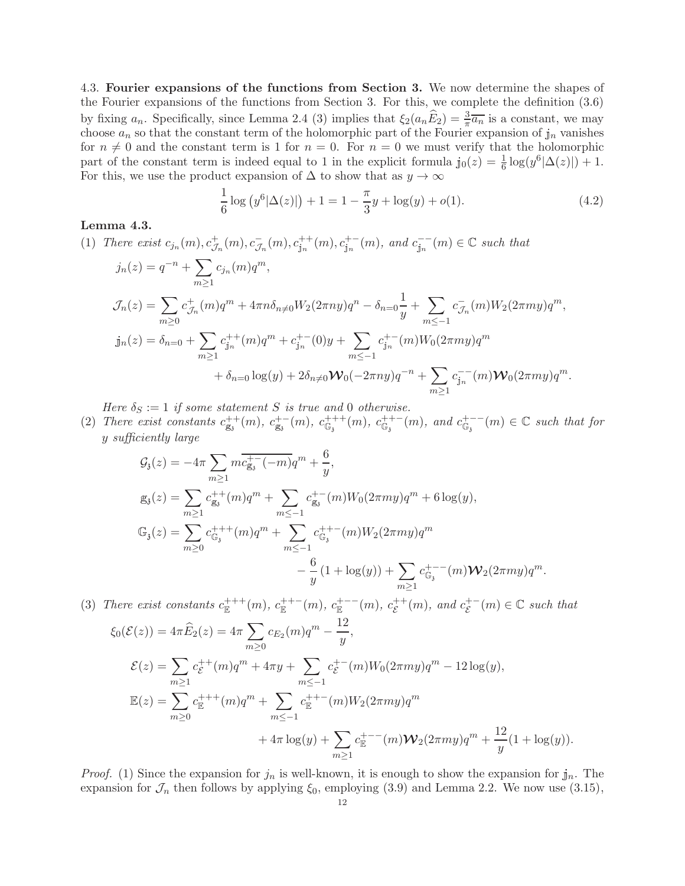4.3. **Fourier expansions of the functions from Section 3.** We now determine the shapes of the Fourier expansions of the functions from Section 3. For this, we complete the definition (3.6) by fixing $a_n$. Specifically, since Lemma 2.4 (3) implies that $\xi_2(a_n\widehat{E}_2) = \frac{3}{\pi}\overline{a_n}$ is a constant, we may choose $a_n$ so that the constant term of the holomorphic part of the Fourier expansion of $\mathbb{j}_n$ vanishes for $n \neq 0$ and the constant term is 1 for $n = 0$. For $n = 0$ we must verify that the holomorphic part of the constant term is indeed equal to 1 in the explicit formula $\mathbb{j}_0(z) = \frac{1}{6}\log(y^6|\Delta(z)|) + 1$. For this, we use the product expansion of $\Delta$ to show that as $y \to \infty$

$$\frac{1}{6}\log\left(y^6|\Delta(z)|\right) + 1 = 1 - \frac{\pi}{3}y + \log(y) + o(1). \tag{4.2}$$

**Lemma 4.3.**

(1) *There exist* $c_{j_n}(m), c^+_{\mathcal{J}_n}(m), c^-_{\mathcal{J}_n}(m), c^{++}_{\mathbb{j}_n}(m), c^{+-}_{\mathbb{j}_n}(m)$, *and* $c^{--}_{\mathbb{j}_n}(m) \in \mathbb{C}$ *such that*

$$j_n(z) = q^{-n} + \sum_{m\geq 1} c_{j_n}(m)q^m,$$

$$\mathcal{J}_n(z) = \sum_{m\geq 0} c^+_{\mathcal{J}_n}(m)q^m + 4\pi n\delta_{n\neq 0}W_2(2\pi ny)q^n - \delta_{n=0}\frac{1}{y} + \sum_{m\leq -1} c^-_{\mathcal{J}_n}(m)W_2(2\pi my)q^m,$$

$$\mathbb{j}_n(z) = \delta_{n=0} + \sum_{m\geq 1} c^{++}_{\mathbb{j}_n}(m)q^m + c^{+-}_{\mathbb{j}_n}(0)y + \sum_{m\leq -1} c^{+-}_{\mathbb{j}_n}(m)W_0(2\pi my)q^m$$
$$+ \delta_{n=0}\log(y) + 2\delta_{n\neq 0}\boldsymbol{\mathcal{W}}_0(-2\pi ny)q^{-n} + \sum_{m\geq 1} c^{--}_{\mathbb{j}_n}(m)\boldsymbol{\mathcal{W}}_0(2\pi my)q^m.$$

*Here* $\delta_S := 1$ *if some statement* $S$ *is true and* $0$ *otherwise.*

(2) *There exist constants* $c^{++}_{\mathbb{g}_\mathfrak{z}}(m)$, $c^{+-}_{\mathbb{g}_\mathfrak{z}}(m)$, $c^{+++}_{\mathbb{G}_\mathfrak{z}}(m)$, $c^{++-}_{\mathbb{G}_\mathfrak{z}}(m)$, *and* $c^{+--}_{\mathbb{G}_\mathfrak{z}}(m) \in \mathbb{C}$ *such that for* $y$ *sufficiently large*

$$\mathcal{G}_\mathfrak{z}(z) = -4\pi\sum_{m\geq 1} m\overline{c^{+-}_{\mathbb{g}_\mathfrak{z}}(-m)}q^m + \frac{6}{y},$$

$$\mathbb{g}_\mathfrak{z}(z) = \sum_{m\geq 1} c^{++}_{\mathbb{g}_\mathfrak{z}}(m)q^m + \sum_{m\leq -1} c^{+-}_{\mathbb{g}_\mathfrak{z}}(m)W_0(2\pi my)q^m + 6\log(y),$$

$$\mathbb{G}_\mathfrak{z}(z) = \sum_{m\geq 0} c^{+++}_{\mathbb{G}_\mathfrak{z}}(m)q^m + \sum_{m\leq -1} c^{++-}_{\mathbb{G}_\mathfrak{z}}(m)W_2(2\pi my)q^m$$
$$- \frac{6}{y}\left(1 + \log(y)\right) + \sum_{m\geq 1} c^{+--}_{\mathbb{G}_\mathfrak{z}}(m)\boldsymbol{\mathcal{W}}_2(2\pi my)q^m.$$

(3) *There exist constants* $c^{+++}_{\mathbb{E}}(m)$, $c^{++-}_{\mathbb{E}}(m)$, $c^{+--}_{\mathbb{E}}(m)$, $c^{++}_{\mathcal{E}}(m)$, *and* $c^{+-}_{\mathcal{E}}(m) \in \mathbb{C}$ *such that*

$$\xi_0(\mathcal{E}(z)) = 4\pi\widehat{E}_2(z) = 4\pi\sum_{m\geq 0} c_{E_2}(m)q^m - \frac{12}{y},$$

$$\mathcal{E}(z) = \sum_{m\geq 1} c^{++}_{\mathcal{E}}(m)q^m + 4\pi y + \sum_{m\leq -1} c^{+-}_{\mathcal{E}}(m)W_0(2\pi my)q^m - 12\log(y),$$

$$\mathbb{E}(z) = \sum_{m\geq 0} c^{+++}_{\mathbb{E}}(m)q^m + \sum_{m\leq -1} c^{++-}_{\mathbb{E}}(m)W_2(2\pi my)q^m$$
$$+ 4\pi\log(y) + \sum_{m\geq 1} c^{+--}_{\mathbb{E}}(m)\boldsymbol{\mathcal{W}}_2(2\pi my)q^m + \frac{12}{y}(1 + \log(y)).$$

*Proof.* (1) Since the expansion for $j_n$ is well-known, it is enough to show the expansion for $\mathbb{j}_n$. The expansion for $\mathcal{J}_n$ then follows by applying $\xi_0$, employing (3.9) and Lemma 2.2. We now use (3.15),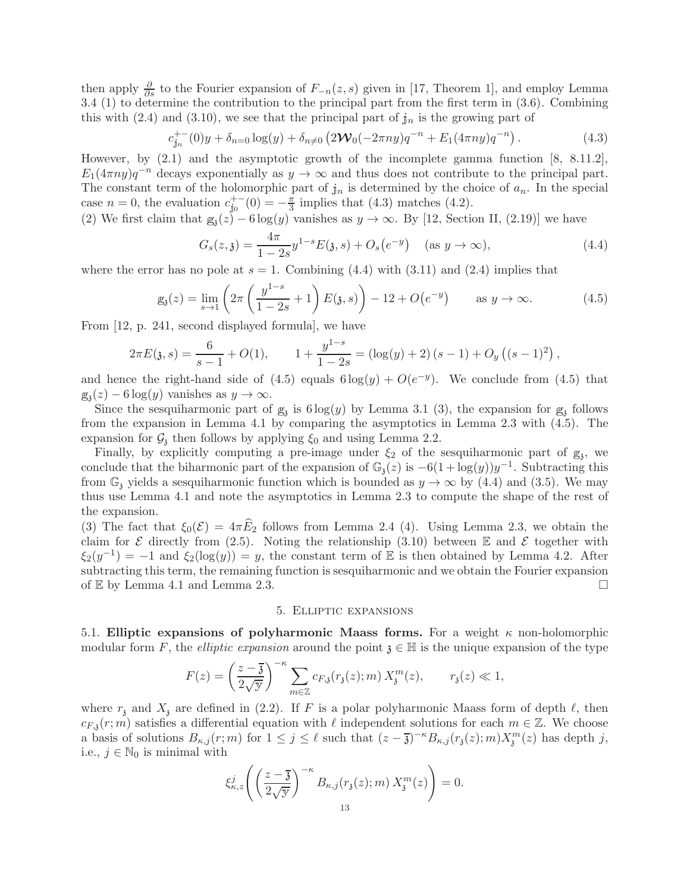then apply $\frac{\partial}{\partial s}$ to the Fourier expansion of $F_{-n}(z,s)$ given in [17, Theorem 1], and employ Lemma 3.4 (1) to determine the contribution to the principal part from the first term in (3.6). Combining this with (2.4) and (3.10), we see that the principal part of $\mathbb{j}_n$ is the growing part of

$$c_{\mathbb{j}_n}^{+-}(0)y + \delta_{n=0}\log(y) + \delta_{n\neq 0}\left(2\boldsymbol{\mathcal{W}}_0(-2\pi n y)q^{-n} + E_1(4\pi n y)q^{-n}\right). \tag{4.3}$$

However, by (2.1) and the asymptotic growth of the incomplete gamma function [8, 8.11.2], $E_1(4\pi n y)q^{-n}$ decays exponentially as $y\to\infty$ and thus does not contribute to the principal part. The constant term of the holomorphic part of $\mathbb{j}_n$ is determined by the choice of $a_n$. In the special case $n=0$, the evaluation $c_{\mathbb{j}_0}^{+-}(0) = -\frac{\pi}{3}$ implies that (4.3) matches (4.2).

(2) We first claim that $\mathbb{g}_{\mathfrak{z}}(z) - 6\log(y)$ vanishes as $y\to\infty$. By [12, Section II, (2.19)] we have

$$G_s(z,\mathfrak{z}) = \frac{4\pi}{1-2s} y^{1-s} E(\mathfrak{z},s) + O_s\left(e^{-y}\right) \quad (\text{as } y\to\infty), \tag{4.4}$$

where the error has no pole at $s=1$. Combining (4.4) with (3.11) and (2.4) implies that

$$\mathbb{g}_{\mathfrak{z}}(z) = \lim_{s\to 1}\left(2\pi\left(\frac{y^{1-s}}{1-2s}+1\right)E(\mathfrak{z},s)\right) - 12 + O\left(e^{-y}\right) \qquad \text{as } y\to\infty. \tag{4.5}$$

From [12, p. 241, second displayed formula], we have

$$2\pi E(\mathfrak{z},s) = \frac{6}{s-1} + O(1), \qquad 1+\frac{y^{1-s}}{1-2s} = (\log(y)+2)(s-1) + O_y\left((s-1)^2\right),$$

and hence the right-hand side of (4.5) equals $6\log(y) + O(e^{-y})$. We conclude from (4.5) that $\mathbb{g}_{\mathfrak{z}}(z) - 6\log(y)$ vanishes as $y\to\infty$.

Since the sesquiharmonic part of $\mathbb{g}_{\mathfrak{z}}$ is $6\log(y)$ by Lemma 3.1 (3), the expansion for $\mathbb{g}_{\mathfrak{z}}$ follows from the expansion in Lemma 4.1 by comparing the asymptotics in Lemma 2.3 with (4.5). The expansion for $\mathcal{G}_{\mathfrak{z}}$ then follows by applying $\xi_0$ and using Lemma 2.2.

Finally, by explicitly computing a pre-image under $\xi_2$ of the sesquiharmonic part of $\mathbb{g}_{\mathfrak{z}}$, we conclude that the biharmonic part of the expansion of $\mathbb{G}_{\mathfrak{z}}(z)$ is $-6(1+\log(y))y^{-1}$. Subtracting this from $\mathbb{G}_{\mathfrak{z}}$ yields a sesquiharmonic function which is bounded as $y\to\infty$ by (4.4) and (3.5). We may thus use Lemma 4.1 and note the asymptotics in Lemma 2.3 to compute the shape of the rest of the expansion.

(3) The fact that $\xi_0(\mathcal{E}) = 4\pi\widehat{E}_2$ follows from Lemma 2.4 (4). Using Lemma 2.3, we obtain the claim for $\mathcal{E}$ directly from (2.5). Noting the relationship (3.10) between $\mathbb{E}$ and $\mathcal{E}$ together with $\xi_2(y^{-1}) = -1$ and $\xi_2(\log(y)) = y$, the constant term of $\mathbb{E}$ is then obtained by Lemma 4.2. After subtracting this term, the remaining function is sesquiharmonic and we obtain the Fourier expansion of $\mathbb{E}$ by Lemma 4.1 and Lemma 2.3. □

## 5. Elliptic expansions

**5.1. Elliptic expansions of polyharmonic Maass forms.** For a weight $\kappa$ non-holomorphic modular form $F$, the *elliptic expansion* around the point $\mathfrak{z}\in\mathbb{H}$ is the unique expansion of the type

$$F(z) = \left(\frac{z-\overline{\mathfrak{z}}}{2\sqrt{\mathfrak{y}}}\right)^{-\kappa}\sum_{m\in\mathbb{Z}} c_{F,\mathfrak{z}}(r_{\mathfrak{z}}(z);m)\, X_{\mathfrak{z}}^m(z), \qquad r_{\mathfrak{z}}(z)\ll 1,$$

where $r_{\mathfrak{z}}$ and $X_{\mathfrak{z}}$ are defined in (2.2). If $F$ is a polar polyharmonic Maass form of depth $\ell$, then $c_{F,\mathfrak{z}}(r;m)$ satisfies a differential equation with $\ell$ independent solutions for each $m\in\mathbb{Z}$. We choose a basis of solutions $B_{\kappa,j}(r;m)$ for $1\le j\le \ell$ such that $(z-\overline{\mathfrak{z}})^{-\kappa}B_{\kappa,j}(r_{\mathfrak{z}}(z);m)X_{\mathfrak{z}}^m(z)$ has depth $j$, i.e., $j\in\mathbb{N}_0$ is minimal with

$$\xi_{\kappa,z}^j\left(\left(\frac{z-\overline{\mathfrak{z}}}{2\sqrt{\mathfrak{y}}}\right)^{-\kappa} B_{\kappa,j}(r_{\mathfrak{z}}(z);m)\, X_{\mathfrak{z}}^m(z)\right) = 0.$$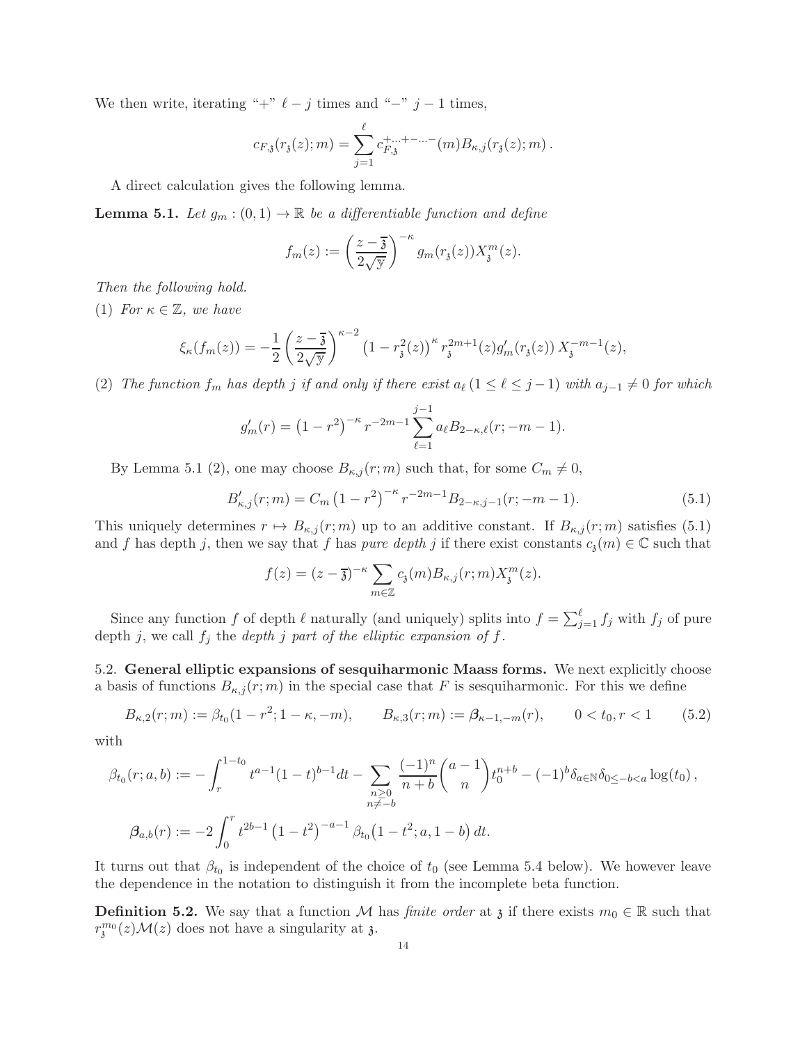We then write, iterating "+" $\ell - j$ times and "−" $j-1$ times,

$$c_{F,\mathfrak{z}}(r_{\mathfrak{z}}(z);m) = \sum_{j=1}^{\ell} c_{F,\mathfrak{z}}^{+\dots+-\dots-}(m) B_{\kappa,j}(r_{\mathfrak{z}}(z);m)\,.$$

A direct calculation gives the following lemma.

**Lemma 5.1.** *Let $g_m : (0,1) \to \mathbb{R}$ be a differentiable function and define*

$$f_m(z) := \left(\frac{z-\overline{\mathfrak{z}}}{2\sqrt{\mathfrak{y}}}\right)^{-\kappa} g_m(r_{\mathfrak{z}}(z)) X_{\mathfrak{z}}^m(z).$$

*Then the following hold.*

(1) *For $\kappa \in \mathbb{Z}$, we have*

$$\xi_\kappa(f_m(z)) = -\frac{1}{2}\left(\frac{z-\overline{\mathfrak{z}}}{2\sqrt{\mathfrak{y}}}\right)^{\kappa-2} \left(1-r_{\mathfrak{z}}^2(z)\right)^{\kappa} r_{\mathfrak{z}}^{2m+1}(z) g_m'(r_{\mathfrak{z}}(z))\, X_{\mathfrak{z}}^{-m-1}(z),$$

(2) *The function $f_m$ has depth $j$ if and only if there exist $a_\ell\,(1 \le \ell \le j-1)$ with $a_{j-1} \neq 0$ for which*

$$g_m'(r) = \left(1-r^2\right)^{-\kappa} r^{-2m-1} \sum_{\ell=1}^{j-1} a_\ell B_{2-\kappa,\ell}(r;-m-1).$$

By Lemma 5.1 (2), one may choose $B_{\kappa,j}(r;m)$ such that, for some $C_m \neq 0$,

$$B_{\kappa,j}'(r;m) = C_m \left(1-r^2\right)^{-\kappa} r^{-2m-1} B_{2-\kappa,j-1}(r;-m-1). \tag{5.1}$$

This uniquely determines $r \mapsto B_{\kappa,j}(r;m)$ up to an additive constant. If $B_{\kappa,j}(r;m)$ satisfies (5.1) and $f$ has depth $j$, then we say that $f$ has *pure depth $j$* if there exist constants $c_{\mathfrak{z}}(m) \in \mathbb{C}$ such that

$$f(z) = (z-\overline{\mathfrak{z}})^{-\kappa} \sum_{m\in\mathbb{Z}} c_{\mathfrak{z}}(m) B_{\kappa,j}(r;m) X_{\mathfrak{z}}^m(z).$$

Since any function $f$ of depth $\ell$ naturally (and uniquely) splits into $f = \sum_{j=1}^{\ell} f_j$ with $f_j$ of pure depth $j$, we call $f_j$ the *depth $j$ part of the elliptic expansion of $f$*.

5.2. **General elliptic expansions of sesquiharmonic Maass forms.** We next explicitly choose a basis of functions $B_{\kappa,j}(r;m)$ in the special case that $F$ is sesquiharmonic. For this we define

$$B_{\kappa,2}(r;m) := \beta_{t_0}(1-r^2;1-\kappa,-m), \qquad B_{\kappa,3}(r;m) := \boldsymbol{\beta}_{\kappa-1,-m}(r), \qquad 0 < t_0, r < 1 \tag{5.2}$$

with

$$\beta_{t_0}(r;a,b) := -\int_r^{1-t_0} t^{a-1}(1-t)^{b-1}dt - \sum_{\substack{n\ge 0\\ n\neq -b}} \frac{(-1)^n}{n+b}\binom{a-1}{n} t_0^{n+b} - (-1)^b \delta_{a\in\mathbb{N}}\delta_{0\le -b<a}\log(t_0)\,,$$

$$\boldsymbol{\beta}_{a,b}(r) := -2\int_0^r t^{2b-1}\left(1-t^2\right)^{-a-1} \beta_{t_0}\big(1-t^2;a,1-b\big)\,dt.$$

It turns out that $\beta_{t_0}$ is independent of the choice of $t_0$ (see Lemma 5.4 below). We however leave the dependence in the notation to distinguish it from the incomplete beta function.

**Definition 5.2.** We say that a function $\mathcal{M}$ has *finite order* at $\mathfrak{z}$ if there exists $m_0 \in \mathbb{R}$ such that $r_{\mathfrak{z}}^{m_0}(z)\mathcal{M}(z)$ does not have a singularity at $\mathfrak{z}$.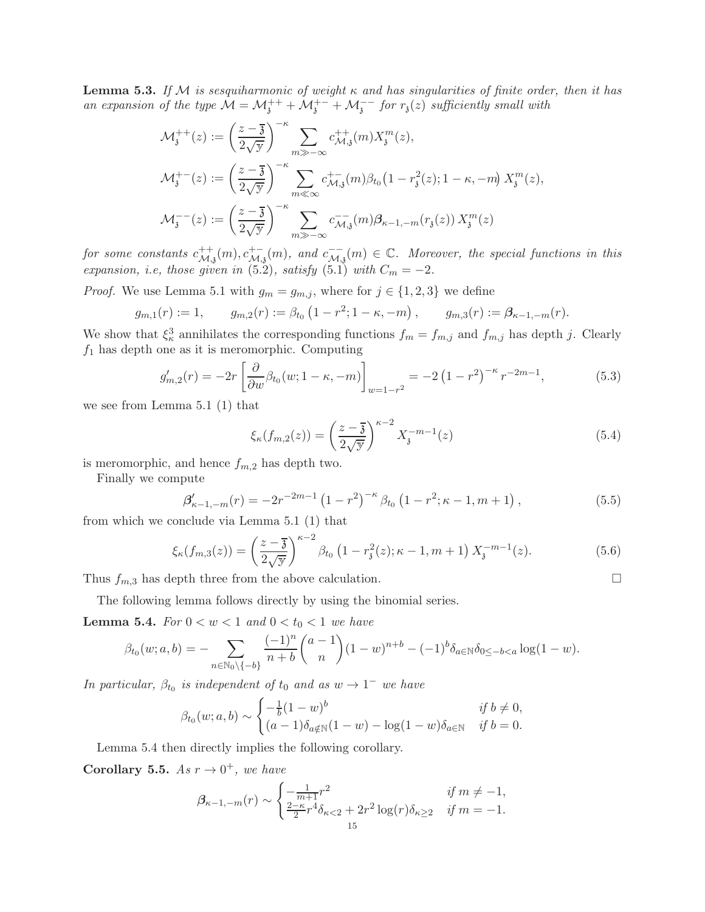**Lemma 5.3.** *If $\mathcal{M}$ is sesquiharmonic of weight $\kappa$ and has singularities of finite order, then it has an expansion of the type $\mathcal{M} = \mathcal{M}_{\mathfrak{z}}^{++} + \mathcal{M}_{\mathfrak{z}}^{+-} + \mathcal{M}_{\mathfrak{z}}^{--}$ for $r_{\mathfrak{z}}(z)$ sufficiently small with*

$$\mathcal{M}_{\mathfrak{z}}^{++}(z) := \left(\frac{z-\overline{\mathfrak{z}}}{2\sqrt{\mathfrak{y}}}\right)^{-\kappa} \sum_{m \gg -\infty} c_{\mathcal{M},\mathfrak{z}}^{++}(m) X_{\mathfrak{z}}^{m}(z),$$

$$\mathcal{M}_{\mathfrak{z}}^{+-}(z) := \left(\frac{z-\overline{\mathfrak{z}}}{2\sqrt{\mathfrak{y}}}\right)^{-\kappa} \sum_{m \ll \infty} c_{\mathcal{M},\mathfrak{z}}^{+-}(m) \beta_{t_0}\big(1-r_{\mathfrak{z}}^2(z); 1-\kappa, -m\big)\, X_{\mathfrak{z}}^{m}(z),$$

$$\mathcal{M}_{\mathfrak{z}}^{--}(z) := \left(\frac{z-\overline{\mathfrak{z}}}{2\sqrt{\mathfrak{y}}}\right)^{-\kappa} \sum_{m \gg -\infty} c_{\mathcal{M},\mathfrak{z}}^{--}(m) \boldsymbol{\beta}_{\kappa-1,-m}(r_{\mathfrak{z}}(z))\, X_{\mathfrak{z}}^{m}(z)$$

*for some constants $c_{\mathcal{M},\mathfrak{z}}^{++}(m), c_{\mathcal{M},\mathfrak{z}}^{+-}(m)$, and $c_{\mathcal{M},\mathfrak{z}}^{--}(m) \in \mathbb{C}$. Moreover, the special functions in this expansion, i.e, those given in (5.2), satisfy (5.1) with $C_m = -2$.*

*Proof.* We use Lemma 5.1 with $g_m = g_{m,j}$, where for $j \in \{1,2,3\}$ we define

$$g_{m,1}(r) := 1, \qquad g_{m,2}(r) := \beta_{t_0}\left(1-r^2; 1-\kappa, -m\right), \qquad g_{m,3}(r) := \boldsymbol{\beta}_{\kappa-1,-m}(r).$$

We show that $\xi_\kappa^3$ annihilates the corresponding functions $f_m = f_{m,j}$ and $f_{m,j}$ has depth $j$. Clearly $f_1$ has depth one as it is meromorphic. Computing

$$g_{m,2}'(r) = -2r\left[\frac{\partial}{\partial w}\beta_{t_0}(w; 1-\kappa, -m)\right]_{w=1-r^2} = -2\left(1-r^2\right)^{-\kappa} r^{-2m-1}, \tag{5.3}$$

we see from Lemma 5.1 (1) that

$$\xi_\kappa(f_{m,2}(z)) = \left(\frac{z-\overline{\mathfrak{z}}}{2\sqrt{\mathfrak{y}}}\right)^{\kappa-2} X_{\mathfrak{z}}^{-m-1}(z) \tag{5.4}$$

is meromorphic, and hence $f_{m,2}$ has depth two.

Finally we compute

$$\boldsymbol{\beta}_{\kappa-1,-m}'(r) = -2r^{-2m-1}\left(1-r^2\right)^{-\kappa} \beta_{t_0}\left(1-r^2; \kappa-1, m+1\right), \tag{5.5}$$

from which we conclude via Lemma 5.1 (1) that

$$\xi_\kappa(f_{m,3}(z)) = \left(\frac{z-\overline{\mathfrak{z}}}{2\sqrt{\mathfrak{y}}}\right)^{\kappa-2} \beta_{t_0}\left(1-r_{\mathfrak{z}}^2(z); \kappa-1, m+1\right) X_{\mathfrak{z}}^{-m-1}(z). \tag{5.6}$$

Thus $f_{m,3}$ has depth three from the above calculation. $\square$

The following lemma follows directly by using the binomial series.

**Lemma 5.4.** *For $0 < w < 1$ and $0 < t_0 < 1$ we have*

$$\beta_{t_0}(w; a, b) = -\sum_{n \in \mathbb{N}_0 \setminus \{-b\}} \frac{(-1)^n}{n+b}\binom{a-1}{n}(1-w)^{n+b} - (-1)^b \delta_{a\in\mathbb{N}}\delta_{0\le -b<a}\log(1-w).$$

*In particular, $\beta_{t_0}$ is independent of $t_0$ and as $w \to 1^-$ we have*

$$\beta_{t_0}(w; a, b) \sim \begin{cases} -\frac{1}{b}(1-w)^b & \text{if } b \neq 0, \\ (a-1)\delta_{a\notin\mathbb{N}}(1-w) - \log(1-w)\delta_{a\in\mathbb{N}} & \text{if } b = 0. \end{cases}$$

Lemma 5.4 then directly implies the following corollary.

**Corollary 5.5.** *As $r \to 0^+$, we have*

$$\boldsymbol{\beta}_{\kappa-1,-m}(r) \sim \begin{cases} -\frac{1}{m+1}r^2 & \text{if } m \neq -1, \\ \frac{2-\kappa}{2}r^4\delta_{\kappa<2} + 2r^2\log(r)\delta_{\kappa\ge 2} & \text{if } m = -1. \end{cases}$$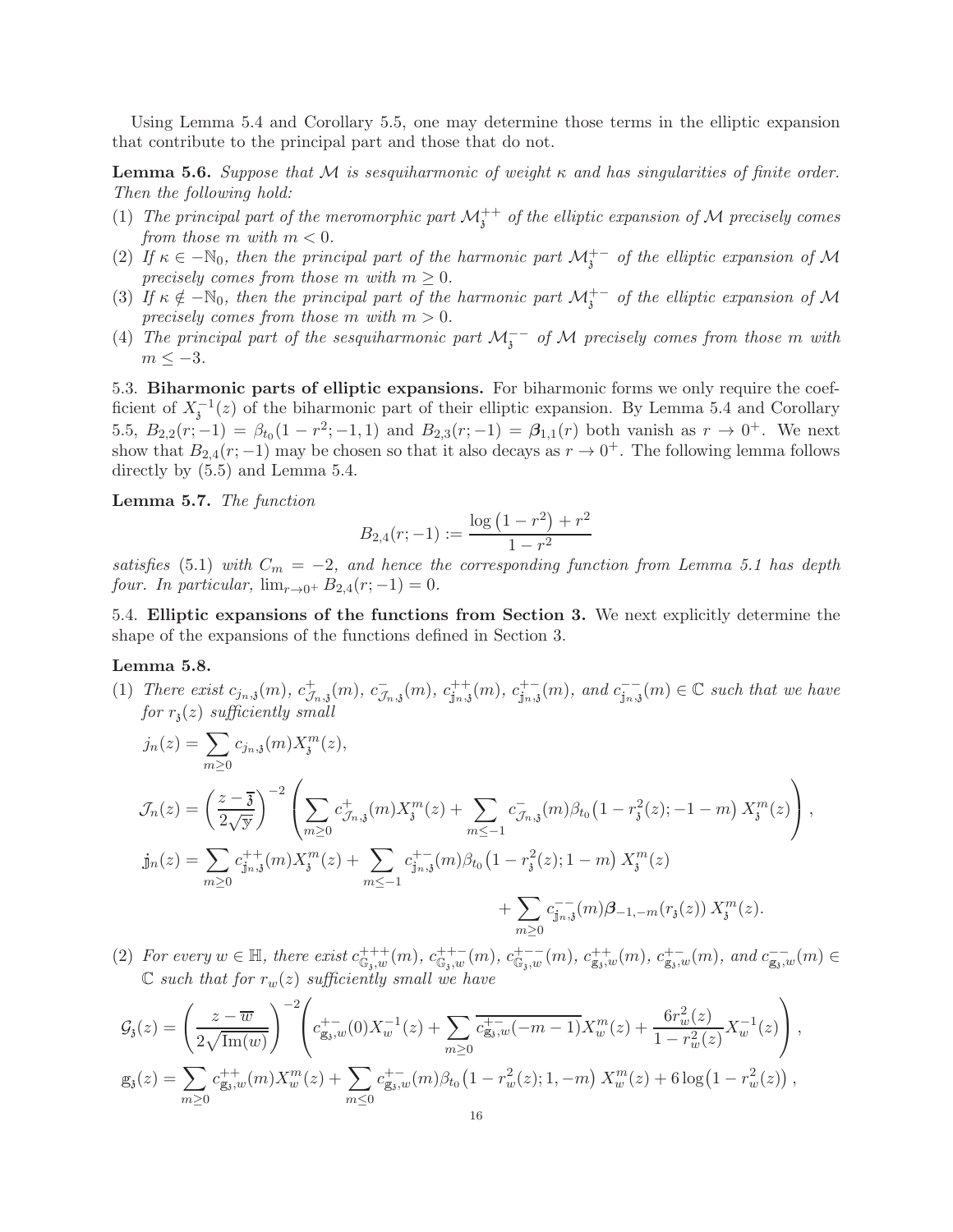Using Lemma 5.4 and Corollary 5.5, one may determine those terms in the elliptic expansion that contribute to the principal part and those that do not.

**Lemma 5.6.** *Suppose that $\mathcal{M}$ is sesquiharmonic of weight $\kappa$ and has singularities of finite order. Then the following hold:*

(1) *The principal part of the meromorphic part $\mathcal{M}_{\mathfrak{z}}^{++}$ of the elliptic expansion of $\mathcal{M}$ precisely comes from those $m$ with $m<0$.*
(2) *If $\kappa \in -\mathbb{N}_0$, then the principal part of the harmonic part $\mathcal{M}_{\mathfrak{z}}^{+-}$ of the elliptic expansion of $\mathcal{M}$ precisely comes from those $m$ with $m \geq 0$.*
(3) *If $\kappa \notin -\mathbb{N}_0$, then the principal part of the harmonic part $\mathcal{M}_{\mathfrak{z}}^{+-}$ of the elliptic expansion of $\mathcal{M}$ precisely comes from those $m$ with $m>0$.*
(4) *The principal part of the sesquiharmonic part $\mathcal{M}_{\mathfrak{z}}^{--}$ of $\mathcal{M}$ precisely comes from those $m$ with $m \leq -3$.*

### 5.3. Biharmonic parts of elliptic expansions.

For biharmonic forms we only require the coefficient of $X_{\mathfrak{z}}^{-1}(z)$ of the biharmonic part of their elliptic expansion. By Lemma 5.4 and Corollary 5.5, $B_{2,2}(r;-1)=\beta_{t_0}(1-r^2;-1,1)$ and $B_{2,3}(r;-1)=\boldsymbol{\beta}_{1,1}(r)$ both vanish as $r\to 0^+$. We next show that $B_{2,4}(r;-1)$ may be chosen so that it also decays as $r\to 0^+$. The following lemma follows directly by (5.5) and Lemma 5.4.

**Lemma 5.7.** *The function*

$$B_{2,4}(r;-1) := \frac{\log\left(1-r^2\right)+r^2}{1-r^2}$$

*satisfies* (5.1) *with $C_m=-2$, and hence the corresponding function from Lemma 5.1 has depth four. In particular, $\lim_{r\to 0^+} B_{2,4}(r;-1)=0$.*

### 5.4. Elliptic expansions of the functions from Section 3.

We next explicitly determine the shape of the expansions of the functions defined in Section 3.

**Lemma 5.8.**

(1) *There exist $c_{j_n,\mathfrak{z}}(m)$, $c^{+}_{\mathcal{J}_n,\mathfrak{z}}(m)$, $c^{-}_{\mathcal{J}_n,\mathfrak{z}}(m)$, $c^{++}_{\mathbb{j}_n,\mathfrak{z}}(m)$, $c^{+-}_{\mathbb{j}_n,\mathfrak{z}}(m)$, and $c^{--}_{\mathbb{j}_n,\mathfrak{z}}(m)\in\mathbb{C}$ such that we have for $r_{\mathfrak{z}}(z)$ sufficiently small*

$$j_n(z) = \sum_{m\geq 0} c_{j_n,\mathfrak{z}}(m) X_{\mathfrak{z}}^m(z),$$

$$\mathcal{J}_n(z) = \left(\frac{z-\overline{\mathfrak{z}}}{2\sqrt{\mathfrak{y}}}\right)^{-2}\left(\sum_{m\geq 0} c^{+}_{\mathcal{J}_n,\mathfrak{z}}(m) X_{\mathfrak{z}}^m(z) + \sum_{m\leq -1} c^{-}_{\mathcal{J}_n,\mathfrak{z}}(m)\beta_{t_0}\left(1-r_{\mathfrak{z}}^2(z);-1-m\right) X_{\mathfrak{z}}^m(z)\right),$$

$$\mathbb{j}_n(z) = \sum_{m\geq 0} c^{++}_{\mathbb{j}_n,\mathfrak{z}}(m) X_{\mathfrak{z}}^m(z) + \sum_{m\leq -1} c^{+-}_{\mathbb{j}_n,\mathfrak{z}}(m)\beta_{t_0}\left(1-r_{\mathfrak{z}}^2(z);1-m\right) X_{\mathfrak{z}}^m(z)$$
$$+ \sum_{m\geq 0} c^{--}_{\mathbb{j}_n,\mathfrak{z}}(m)\boldsymbol{\beta}_{-1,-m}(r_{\mathfrak{z}}(z))\, X_{\mathfrak{z}}^m(z).$$

(2) *For every $w\in\mathbb{H}$, there exist $c^{+++}_{\mathbb{G}_{\mathfrak{z}},w}(m)$, $c^{++-}_{\mathbb{G}_{\mathfrak{z}},w}(m)$, $c^{+--}_{\mathbb{G}_{\mathfrak{z}},w}(m)$, $c^{++}_{\mathbb{g}_{\mathfrak{z}},w}(m)$, $c^{+-}_{\mathbb{g}_{\mathfrak{z}},w}(m)$, and $c^{--}_{\mathbb{g}_{\mathfrak{z}},w}(m)\in\mathbb{C}$ such that for $r_w(z)$ sufficiently small we have*

$$\mathcal{G}_{\mathfrak{z}}(z) = \left(\frac{z-\overline{w}}{2\sqrt{\operatorname{Im}(w)}}\right)^{-2}\left(c^{+-}_{\mathbb{g}_{\mathfrak{z}},w}(0)X_w^{-1}(z) + \sum_{m\geq 0}\overline{c^{+-}_{\mathbb{g}_{\mathfrak{z}},w}(-m-1)}X_w^m(z) + \frac{6r_w^2(z)}{1-r_w^2(z)}X_w^{-1}(z)\right),$$

$$\mathbb{g}_{\mathfrak{z}}(z) = \sum_{m\geq 0} c^{++}_{\mathbb{g}_{\mathfrak{z}},w}(m)X_w^m(z) + \sum_{m\leq 0} c^{+-}_{\mathbb{g}_{\mathfrak{z}},w}(m)\beta_{t_0}\left(1-r_w^2(z);1,-m\right)X_w^m(z) + 6\log\left(1-r_w^2(z)\right),$$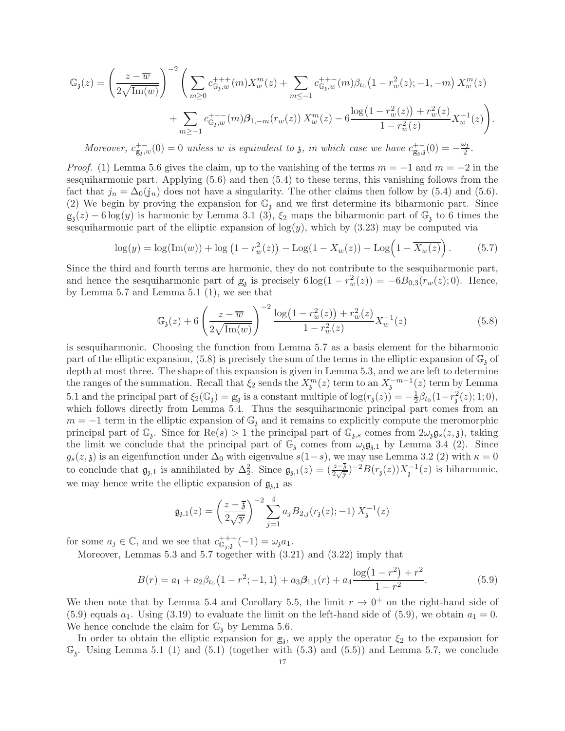$$\mathbb{G}_{\mathfrak{z}}(z) = \left(\frac{z-\overline{w}}{2\sqrt{\operatorname{Im}(w)}}\right)^{-2} \left( \sum_{m\geq 0} c^{+++}_{\mathbb{G}_{\mathfrak{z}},w}(m) X_w^m(z) + \sum_{m\leq -1} c^{++-}_{\mathbb{G}_{\mathfrak{z}},w}(m) \beta_{t_0}\left(1-r_w^2(z);-1,-m\right) X_w^m(z) \right.$$
$$\left. + \sum_{m\geq -1} c^{+--}_{\mathbb{G}_{\mathfrak{z}},w}(m) \boldsymbol{\beta}_{1,-m}(r_w(z))\, X_w^m(z) - 6\frac{\log\left(1-r_w^2(z)\right)+r_w^2(z)}{1-r_w^2(z)} X_w^{-1}(z)\right).$$

*Moreover, $c^{+-}_{\mathbb{g}_{\mathfrak{z}},w}(0)=0$ unless $w$ is equivalent to $\mathfrak{z}$, in which case we have $c^{+-}_{\mathbb{g}_{\mathfrak{z}},\mathfrak{z}}(0) = -\frac{\omega_{\mathfrak{z}}}{2}$.*

*Proof.* (1) Lemma 5.6 gives the claim, up to the vanishing of the terms $m=-1$ and $m=-2$ in the sesquiharmonic part. Applying (5.6) and then (5.4) to these terms, this vanishing follows from the fact that $j_n = \Delta_0(\mathbb{j}_n)$ does not have a singularity. The other claims then follow by (5.4) and (5.6).
(2) We begin by proving the expansion for $\mathbb{G}_{\mathfrak{z}}$ and we first determine its biharmonic part. Since $\mathbb{g}_{\mathfrak{z}}(z) - 6\log(y)$ is harmonic by Lemma 3.1 (3), $\xi_2$ maps the biharmonic part of $\mathbb{G}_{\mathfrak{z}}$ to 6 times the sesquiharmonic part of the elliptic expansion of $\log(y)$, which by (3.23) may be computed via

$$\log(y) = \log(\operatorname{Im}(w)) + \log\left(1-r_w^2(z)\right) - \operatorname{Log}(1-X_w(z)) - \operatorname{Log}\left(1-\overline{X_w(z)}\right). \tag{5.7}$$

Since the third and fourth terms are harmonic, they do not contribute to the sesquiharmonic part, and hence the sesquiharmonic part of $\mathbb{g}_{\mathfrak{z}}$ is precisely $6\log(1-r_w^2(z)) = -6B_{0,3}(r_w(z);0)$. Hence, by Lemma 5.7 and Lemma 5.1 (1), we see that

$$\mathbb{G}_{\mathfrak{z}}(z) + 6\left(\frac{z-\overline{w}}{2\sqrt{\operatorname{Im}(w)}}\right)^{-2} \frac{\log\left(1-r_w^2(z)\right)+r_w^2(z)}{1-r_w^2(z)} X_w^{-1}(z) \tag{5.8}$$

is sesquiharmonic. Choosing the function from Lemma 5.7 as a basis element for the biharmonic part of the elliptic expansion, (5.8) is precisely the sum of the terms in the elliptic expansion of $\mathbb{G}_{\mathfrak{z}}$ of depth at most three. The shape of this expansion is given in Lemma 5.3, and we are left to determine the ranges of the summation. Recall that $\xi_2$ sends the $X_{\mathfrak{z}}^m(z)$ term to an $X_{\mathfrak{z}}^{-m-1}(z)$ term by Lemma 5.1 and the principal part of $\xi_2(\mathbb{G}_{\mathfrak{z}}) = \mathbb{g}_{\mathfrak{z}}$ is a constant multiple of $\log(r_{\mathfrak{z}}(z)) = -\frac{1}{2}\beta_{t_0}(1-r_{\mathfrak{z}}^2(z);1;0)$, which follows directly from Lemma 5.4. Thus the sesquiharmonic principal part comes from an $m=-1$ term in the elliptic expansion of $\mathbb{G}_{\mathfrak{z}}$ and it remains to explicitly compute the meromorphic principal part of $\mathbb{G}_{\mathfrak{z}}$. Since for $\operatorname{Re}(s)>1$ the principal part of $\mathbb{G}_{\mathfrak{z},s}$ comes from $2\omega_{\mathfrak{z}}\mathfrak{g}_s(z,\mathfrak{z})$, taking the limit we conclude that the principal part of $\mathbb{G}_{\mathfrak{z}}$ comes from $\omega_{\mathfrak{z}}\mathfrak{g}_{\mathfrak{z},1}$ by Lemma 3.4 (2). Since $g_s(z,\mathfrak{z})$ is an eigenfunction under $\Delta_0$ with eigenvalue $s(1-s)$, we may use Lemma 3.2 (2) with $\kappa=0$ to conclude that $\mathfrak{g}_{\mathfrak{z},1}$ is annihilated by $\Delta_2^2$. Since $\mathfrak{g}_{\mathfrak{z},1}(z) = (\frac{z-\overline{\mathfrak{z}}}{2\sqrt{\mathbb{y}}})^{-2}B(r_{\mathfrak{z}}(z))X_{\mathfrak{z}}^{-1}(z)$ is biharmonic, we may hence write the elliptic expansion of $\mathfrak{g}_{\mathfrak{z},1}$ as

$$\mathfrak{g}_{\mathfrak{z},1}(z) = \left(\frac{z-\overline{\mathfrak{z}}}{2\sqrt{\mathbb{y}}}\right)^{-2} \sum_{j=1}^{4} a_j B_{2,j}(r_{\mathfrak{z}}(z);-1)\, X_{\mathfrak{z}}^{-1}(z)$$

for some $a_j\in\mathbb{C}$, and we see that $c^{+++}_{\mathbb{G}_{\mathfrak{z}},\mathfrak{z}}(-1) = \omega_{\mathfrak{z}}a_1$.

Moreover, Lemmas 5.3 and 5.7 together with (3.21) and (3.22) imply that

$$B(r) = a_1 + a_2\beta_{t_0}\left(1-r^2;-1,1\right) + a_3\boldsymbol{\beta}_{1,1}(r) + a_4\frac{\log\left(1-r^2\right)+r^2}{1-r^2}. \tag{5.9}$$

We then note that by Lemma 5.4 and Corollary 5.5, the limit $r\to 0^+$ on the right-hand side of (5.9) equals $a_1$. Using (3.19) to evaluate the limit on the left-hand side of (5.9), we obtain $a_1=0$. We hence conclude the claim for $\mathbb{G}_{\mathfrak{z}}$ by Lemma 5.6.

In order to obtain the elliptic expansion for $\mathbb{g}_{\mathfrak{z}}$, we apply the operator $\xi_2$ to the expansion for $\mathbb{G}_{\mathfrak{z}}$. Using Lemma 5.1 (1) and (5.1) (together with (5.3) and (5.5)) and Lemma 5.7, we conclude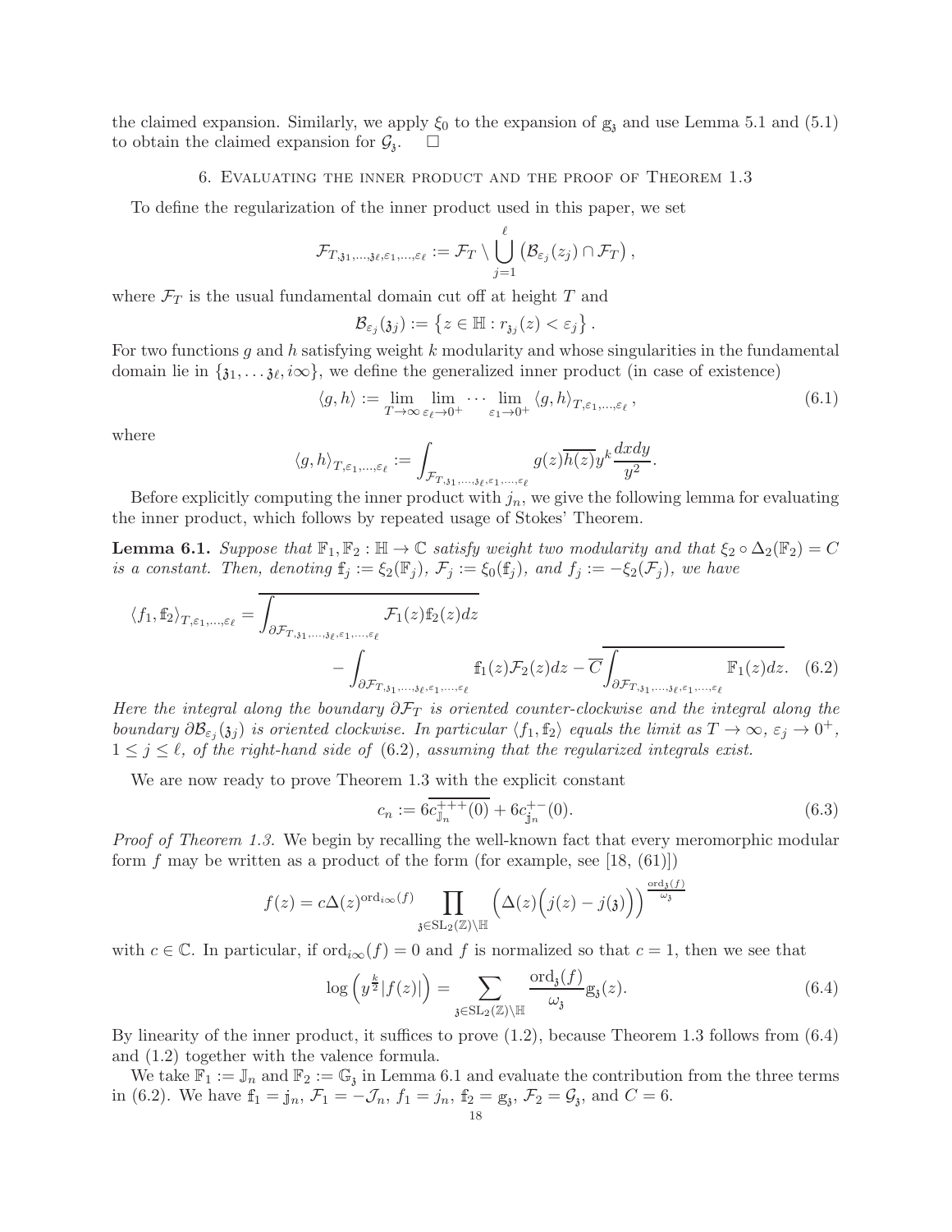the claimed expansion. Similarly, we apply $\xi_0$ to the expansion of $\mathbb{g}_{\mathfrak{z}}$ and use Lemma 5.1 and (5.1) to obtain the claimed expansion for $\mathcal{G}_{\mathfrak{z}}$. $\square$

## 6. Evaluating the inner product and the proof of Theorem 1.3

To define the regularization of the inner product used in this paper, we set

$$\mathcal{F}_{T,\mathfrak{z}_1,\ldots,\mathfrak{z}_\ell,\varepsilon_1,\ldots,\varepsilon_\ell} := \mathcal{F}_T \setminus \bigcup_{j=1}^{\ell} \left(\mathcal{B}_{\varepsilon_j}(z_j) \cap \mathcal{F}_T\right),$$

where $\mathcal{F}_T$ is the usual fundamental domain cut off at height $T$ and

$$\mathcal{B}_{\varepsilon_j}(\mathfrak{z}_j) := \left\{z \in \mathbb{H} : r_{\mathfrak{z}_j}(z) < \varepsilon_j\right\}.$$

For two functions $g$ and $h$ satisfying weight $k$ modularity and whose singularities in the fundamental domain lie in $\{\mathfrak{z}_1, \ldots \mathfrak{z}_\ell, i\infty\}$, we define the generalized inner product (in case of existence)

$$\langle g, h\rangle := \lim_{T\to\infty} \lim_{\varepsilon_\ell \to 0^+} \cdots \lim_{\varepsilon_1\to 0^+} \langle g, h\rangle_{T,\varepsilon_1,\ldots,\varepsilon_\ell}, \tag{6.1}$$

where

$$\langle g, h\rangle_{T,\varepsilon_1,\ldots,\varepsilon_\ell} := \int_{\mathcal{F}_{T,\mathfrak{z}_1,\ldots,\mathfrak{z}_\ell,\varepsilon_1,\ldots,\varepsilon_\ell}} g(z)\overline{h(z)} y^k \frac{dxdy}{y^2}.$$

Before explicitly computing the inner product with $j_n$, we give the following lemma for evaluating the inner product, which follows by repeated usage of Stokes' Theorem.

**Lemma 6.1.** *Suppose that $\mathbb{F}_1, \mathbb{F}_2 : \mathbb{H} \to \mathbb{C}$ satisfy weight two modularity and that $\xi_2 \circ \Delta_2(\mathbb{F}_2) = C$ is a constant. Then, denoting $\mathbb{f}_j := \xi_2(\mathbb{F}_j)$, $\mathcal{F}_j := \xi_0(\mathbb{f}_j)$, and $f_j := -\xi_2(\mathcal{F}_j)$, we have*

$$\langle f_1, \mathbb{f}_2\rangle_{T,\varepsilon_1,\ldots,\varepsilon_\ell} = \overline{\int_{\partial\mathcal{F}_{T,\mathfrak{z}_1,\ldots,\mathfrak{z}_\ell,\varepsilon_1,\ldots,\varepsilon_\ell}} \mathcal{F}_1(z)\mathbb{f}_2(z)dz} \\ - \int_{\partial\mathcal{F}_{T,\mathfrak{z}_1,\ldots,\mathfrak{z}_\ell,\varepsilon_1,\ldots,\varepsilon_\ell}} \mathbb{f}_1(z)\mathcal{F}_2(z)dz - \overline{C}\overline{\int_{\partial\mathcal{F}_{T,\mathfrak{z}_1,\ldots,\mathfrak{z}_\ell,\varepsilon_1,\ldots,\varepsilon_\ell}} \mathbb{F}_1(z)dz}. \tag{6.2}$$

*Here the integral along the boundary $\partial\mathcal{F}_T$ is oriented counter-clockwise and the integral along the boundary $\partial\mathcal{B}_{\varepsilon_j}(\mathfrak{z}_j)$ is oriented clockwise. In particular $\langle f_1, \mathbb{f}_2\rangle$ equals the limit as $T\to\infty$, $\varepsilon_j \to 0^+$, $1 \le j \le \ell$, of the right-hand side of (6.2), assuming that the regularized integrals exist.*

We are now ready to prove Theorem 1.3 with the explicit constant

$$c_n := 6\overline{c^{+++}_{\mathbb{J}_n}(0)} + 6c^{+-}_{\mathbb{j}_n}(0). \tag{6.3}$$

*Proof of Theorem 1.3.* We begin by recalling the well-known fact that every meromorphic modular form $f$ may be written as a product of the form (for example, see [18, (61)])

$$f(z) = c\Delta(z)^{\mathrm{ord}_{i\infty}(f)} \prod_{\mathfrak{z}\in\mathrm{SL}_2(\mathbb{Z})\backslash\mathbb{H}} \Big(\Delta(z)\Big(j(z) - j(\mathfrak{z})\Big)\Big)^{\frac{\mathrm{ord}_{\mathfrak{z}}(f)}{\omega_{\mathfrak{z}}}}$$

with $c \in \mathbb{C}$. In particular, if $\mathrm{ord}_{i\infty}(f) = 0$ and $f$ is normalized so that $c = 1$, then we see that

$$\log\left(y^{\frac{k}{2}}|f(z)|\right) = \sum_{\mathfrak{z}\in\mathrm{SL}_2(\mathbb{Z})\backslash\mathbb{H}} \frac{\mathrm{ord}_{\mathfrak{z}}(f)}{\omega_{\mathfrak{z}}} \mathbb{g}_{\mathfrak{z}}(z). \tag{6.4}$$

By linearity of the inner product, it suffices to prove (1.2), because Theorem 1.3 follows from (6.4) and (1.2) together with the valence formula.

We take $\mathbb{F}_1 := \mathbb{J}_n$ and $\mathbb{F}_2 := \mathbb{G}_{\mathfrak{z}}$ in Lemma 6.1 and evaluate the contribution from the three terms in (6.2). We have $\mathbb{f}_1 = \mathbb{j}_n$, $\mathcal{F}_1 = -\mathcal{J}_n$, $f_1 = j_n$, $\mathbb{f}_2 = \mathbb{g}_{\mathfrak{z}}$, $\mathcal{F}_2 = \mathcal{G}_{\mathfrak{z}}$, and $C = 6$.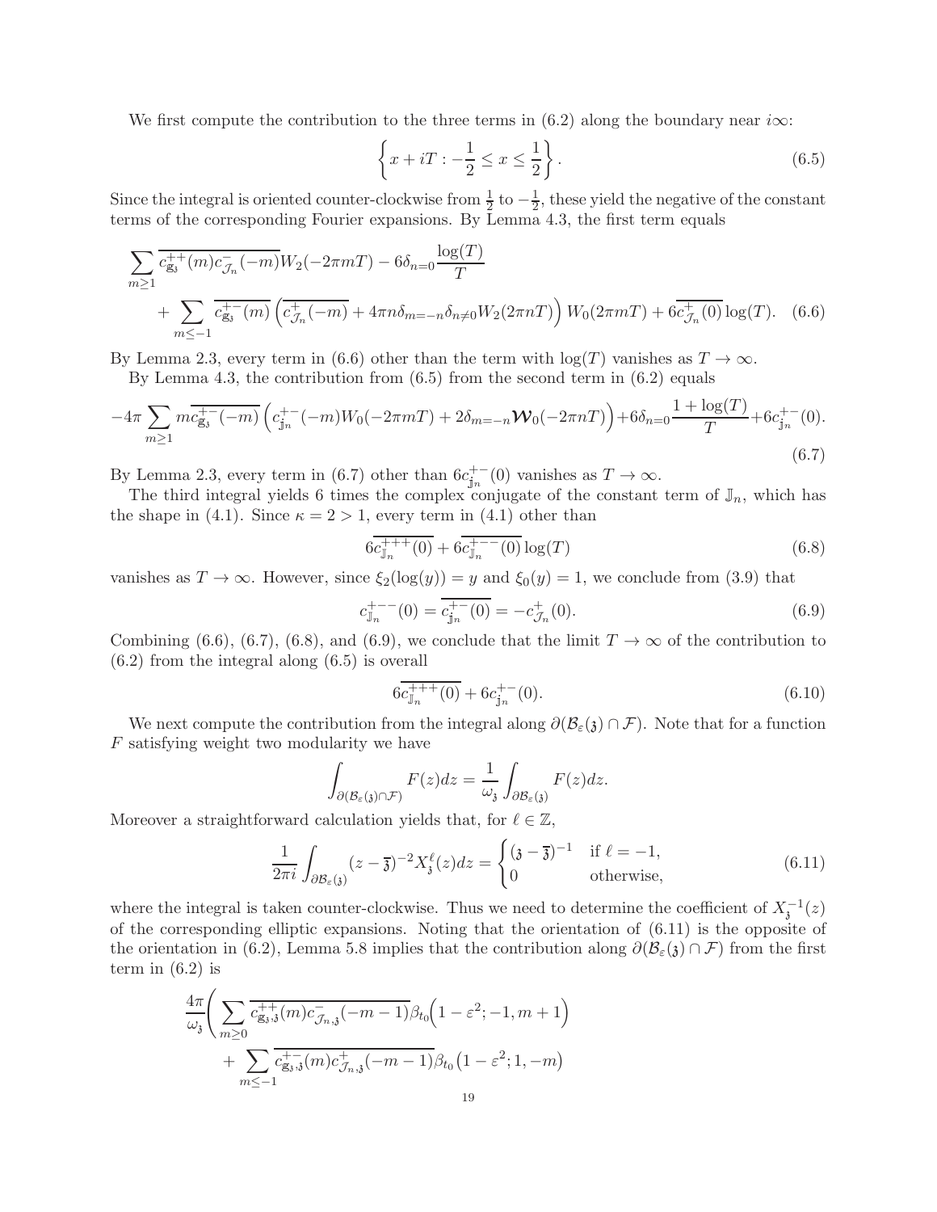We first compute the contribution to the three terms in (6.2) along the boundary near $i\infty$:

$$\left\{x+iT : -\frac{1}{2} \leq x \leq \frac{1}{2}\right\}. \tag{6.5}$$

Since the integral is oriented counter-clockwise from $\frac{1}{2}$ to $-\frac{1}{2}$, these yield the negative of the constant terms of the corresponding Fourier expansions. By Lemma 4.3, the first term equals

$$\sum_{m\geq 1} \overline{c_{\mathbbm{g}_{\mathfrak{z}}}^{++}(m) c_{\mathcal{J}_n}^{-}(-m)} W_2(-2\pi m T) - 6\delta_{n=0}\frac{\log(T)}{T}$$
$$+ \sum_{m\leq -1} \overline{c_{\mathbbm{g}_{\mathfrak{z}}}^{+-}(m)} \left(\overline{c_{\mathcal{J}_n}^{+}(-m)} + 4\pi n \delta_{m=-n}\delta_{n\neq 0} W_2(2\pi n T)\right) W_0(2\pi m T) + 6\overline{c_{\mathcal{J}_n}^{+}(0)}\log(T). \tag{6.6}$$

By Lemma 2.3, every term in (6.6) other than the term with $\log(T)$ vanishes as $T\to\infty$.

By Lemma 4.3, the contribution from (6.5) from the second term in (6.2) equals

$$-4\pi\sum_{m\geq 1} m\overline{c_{\mathbbm{g}_{\mathfrak{z}}}^{+-}(-m)}\left(c_{\mathbbm{j}_n}^{+-}(-m)W_0(-2\pi m T) + 2\delta_{m=-n}\boldsymbol{\mathcal{W}}_0(-2\pi n T)\right) + 6\delta_{n=0}\frac{1+\log(T)}{T} + 6c_{\mathbbm{j}_n}^{+-}(0). \tag{6.7}$$

By Lemma 2.3, every term in (6.7) other than $6c_{\mathbbm{j}_n}^{+-}(0)$ vanishes as $T\to\infty$.

The third integral yields 6 times the complex conjugate of the constant term of $\mathbb{J}_n$, which has the shape in (4.1). Since $\kappa = 2 > 1$, every term in (4.1) other than

$$6\overline{c_{\mathbb{J}_n}^{+++}(0)} + 6\overline{c_{\mathbb{J}_n}^{+--}(0)}\log(T) \tag{6.8}$$

vanishes as $T\to\infty$. However, since $\xi_2(\log(y)) = y$ and $\xi_0(y) = 1$, we conclude from (3.9) that

$$c_{\mathbb{J}_n}^{+--}(0) = \overline{c_{\mathbbm{j}_n}^{+-}(0)} = -c_{\mathcal{J}_n}^{+}(0). \tag{6.9}$$

Combining (6.6), (6.7), (6.8), and (6.9), we conclude that the limit $T\to\infty$ of the contribution to (6.2) from the integral along (6.5) is overall

$$6\overline{c_{\mathbb{J}_n}^{+++}(0)} + 6c_{\mathbbm{j}_n}^{+-}(0). \tag{6.10}$$

We next compute the contribution from the integral along $\partial(\mathcal{B}_\varepsilon(\mathfrak{z})\cap\mathcal{F})$. Note that for a function $F$ satisfying weight two modularity we have

$$\int_{\partial(\mathcal{B}_\varepsilon(\mathfrak{z})\cap\mathcal{F})} F(z)dz = \frac{1}{\omega_{\mathfrak{z}}}\int_{\partial\mathcal{B}_\varepsilon(\mathfrak{z})} F(z)dz.$$

Moreover a straightforward calculation yields that, for $\ell\in\mathbb{Z}$,

$$\frac{1}{2\pi i}\int_{\partial\mathcal{B}_\varepsilon(\mathfrak{z})} (z-\overline{\mathfrak{z}})^{-2} X_{\mathfrak{z}}^{\ell}(z)dz = \begin{cases} (\mathfrak{z}-\overline{\mathfrak{z}})^{-1} & \text{if } \ell = -1,\\ 0 & \text{otherwise,}\end{cases} \tag{6.11}$$

where the integral is taken counter-clockwise. Thus we need to determine the coefficient of $X_{\mathfrak{z}}^{-1}(z)$ of the corresponding elliptic expansions. Noting that the orientation of (6.11) is the opposite of the orientation in (6.2), Lemma 5.8 implies that the contribution along $\partial(\mathcal{B}_\varepsilon(\mathfrak{z})\cap\mathcal{F})$ from the first term in (6.2) is

$$\frac{4\pi}{\omega_{\mathfrak{z}}}\Bigg(\sum_{m\geq 0}\overline{c_{\mathbbm{g}_{\mathfrak{z}},\mathfrak{z}}^{++}(m)c_{\mathcal{J}_n,\mathfrak{z}}^{-}(-m-1)}\beta_{t_0}\Big(1-\varepsilon^2;-1,m+1\Big)$$
$$+\sum_{m\leq -1}\overline{c_{\mathbbm{g}_{\mathfrak{z}},\mathfrak{z}}^{+-}(m)c_{\mathcal{J}_n,\mathfrak{z}}^{+}(-m-1)}\beta_{t_0}\left(1-\varepsilon^2;1,-m\right)$$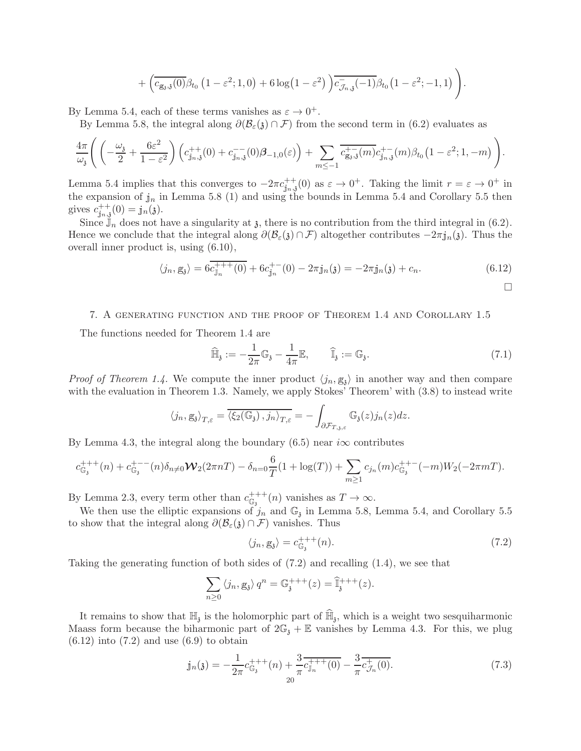$$+\left(\overline{c_{\mathbb{g}_{\mathfrak{z}},\mathfrak{z}}(0)}\beta_{t_0}\left(1-\varepsilon^2;1,0\right)+6\log\left(1-\varepsilon^2\right)\right)\overline{c^{-}_{\mathcal{J}_n,\mathfrak{z}}(-1)}\beta_{t_0}\left(1-\varepsilon^2;-1,1\right)\Bigg).$$

By Lemma 5.4, each of these terms vanishes as $\varepsilon \to 0^+$.

By Lemma 5.8, the integral along $\partial(\mathcal{B}_\varepsilon(\mathfrak{z}) \cap \mathcal{F})$ from the second term in (6.2) evaluates as

$$\frac{4\pi}{\omega_{\mathfrak{z}}}\left(\left(-\frac{\omega_{\mathfrak{z}}}{2}+\frac{6\varepsilon^2}{1-\varepsilon^2}\right)\left(c^{++}_{\mathbb{j}_n,\mathfrak{z}}(0)+c^{--}_{\mathbb{j}_n,\mathfrak{z}}(0)\boldsymbol{\beta}_{-1,0}(\varepsilon)\right)+\sum_{m\le -1}\overline{c^{+-}_{\mathbb{g}_{\mathfrak{z}},\mathfrak{z}}(m)}c^{+-}_{\mathbb{j}_n,\mathfrak{z}}(m)\beta_{t_0}\left(1-\varepsilon^2;1,-m\right)\right).$$

Lemma 5.4 implies that this converges to $-2\pi c^{++}_{\mathbb{j}_n,\mathfrak{z}}(0)$ as $\varepsilon \to 0^+$. Taking the limit $r=\varepsilon \to 0^+$ in the expansion of $\mathbb{j}_n$ in Lemma 5.8 (1) and using the bounds in Lemma 5.4 and Corollary 5.5 then gives $c^{++}_{\mathbb{j}_n,\mathfrak{z}}(0) = \mathbb{j}_n(\mathfrak{z})$.

Since $\mathbb{J}_n$ does not have a singularity at $\mathfrak{z}$, there is no contribution from the third integral in (6.2). Hence we conclude that the integral along $\partial(\mathcal{B}_\varepsilon(\mathfrak{z}) \cap \mathcal{F})$ altogether contributes $-2\pi\mathbb{j}_n(\mathfrak{z})$. Thus the overall inner product is, using (6.10),

$$\langle j_n, \mathbb{g}_{\mathfrak{z}}\rangle = 6\overline{c^{+++}_{\mathbb{J}_n}(0)} + 6c^{+-}_{\mathbb{j}_n}(0) - 2\pi\mathbb{j}_n(\mathfrak{z}) = -2\pi\mathbb{j}_n(\mathfrak{z}) + c_n. \tag{6.12}$$

□

## 7. A generating function and the proof of Theorem 1.4 and Corollary 1.5

The functions needed for Theorem 1.4 are

$$\widehat{\mathbb{H}}_{\mathfrak{z}} := -\frac{1}{2\pi}\mathbb{G}_{\mathfrak{z}} - \frac{1}{4\pi}\mathbb{E}, \qquad \widehat{\mathbb{I}}_{\mathfrak{z}} := \mathbb{G}_{\mathfrak{z}}. \tag{7.1}$$

*Proof of Theorem 1.4.* We compute the inner product $\langle j_n, \mathbb{g}_{\mathfrak{z}}\rangle$ in another way and then compare with the evaluation in Theorem 1.3. Namely, we apply Stokes' Theorem' with (3.8) to instead write

$$\langle j_n, \mathbb{g}_{\mathfrak{z}}\rangle_{T,\varepsilon} = \overline{\langle \xi_2(\mathbb{G}_{\mathfrak{z}}), j_n\rangle_{T,\varepsilon}} = -\int_{\partial\mathcal{F}_{T,\mathfrak{z},\varepsilon}} \mathbb{G}_{\mathfrak{z}}(z) j_n(z)dz.$$

By Lemma 4.3, the integral along the boundary (6.5) near $i\infty$ contributes

$$c^{+++}_{\mathbb{G}_{\mathfrak{z}}}(n) + c^{+--}_{\mathbb{G}_{\mathfrak{z}}}(n)\delta_{n\neq 0}\boldsymbol{\mathcal{W}}_2(2\pi nT) - \delta_{n=0}\frac{6}{T}(1+\log(T)) + \sum_{m\ge 1} c_{j_n}(m)c^{++-}_{\mathbb{G}_{\mathfrak{z}}}(-m)W_2(-2\pi mT).$$

By Lemma 2.3, every term other than $c^{+++}_{\mathbb{G}_{\mathfrak{z}}}(n)$ vanishes as $T \to \infty$.

We then use the elliptic expansions of $j_n$ and $\mathbb{G}_{\mathfrak{z}}$ in Lemma 5.8, Lemma 5.4, and Corollary 5.5 to show that the integral along $\partial(\mathcal{B}_\varepsilon(\mathfrak{z}) \cap \mathcal{F})$ vanishes. Thus

$$\langle j_n, \mathbb{g}_{\mathfrak{z}}\rangle = c^{+++}_{\mathbb{G}_{\mathfrak{z}}}(n). \tag{7.2}$$

Taking the generating function of both sides of (7.2) and recalling (1.4), we see that

$$\sum_{n\ge 0}\langle j_n, \mathbb{g}_{\mathfrak{z}}\rangle q^n = \mathbb{G}^{+++}_{\mathfrak{z}}(z) = \widehat{\mathbb{I}}^{+++}_{\mathfrak{z}}(z).$$

It remains to show that $\mathbb{H}_{\mathfrak{z}}$ is the holomorphic part of $\widehat{\mathbb{H}}_{\mathfrak{z}}$, which is a weight two sesquiharmonic Maass form because the biharmonic part of $2\mathbb{G}_{\mathfrak{z}} + \mathbb{E}$ vanishes by Lemma 4.3. For this, we plug (6.12) into (7.2) and use (6.9) to obtain

$$\mathbb{j}_n(\mathfrak{z}) = -\frac{1}{2\pi}c^{+++}_{\mathbb{G}_{\mathfrak{z}}}(n) + \frac{3}{\pi}\overline{c^{+++}_{\mathbb{J}_n}(0)} - \frac{3}{\pi}\overline{c^{+}_{\mathcal{J}_n}(0)}. \tag{7.3}$$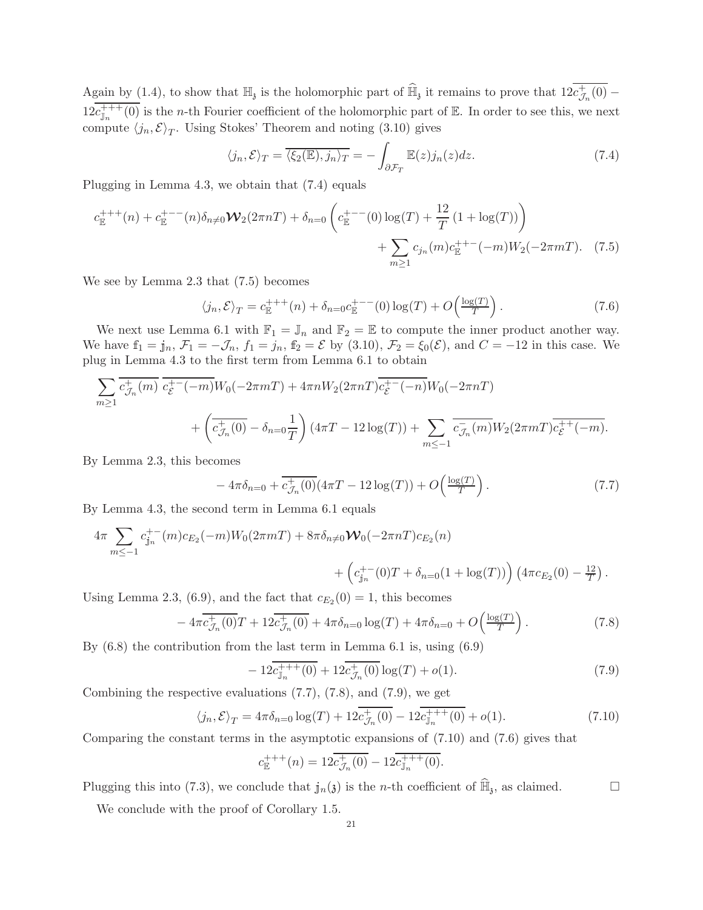Again by (1.4), to show that $\mathbb{H}_{\mathfrak{z}}$ is the holomorphic part of $\widehat{\mathbb{H}}_{\mathfrak{z}}$ it remains to prove that $12\overline{c^+_{\mathcal{J}_n}(0)} - 12\overline{c^{+++}_{\mathbb{J}_n}(0)}$ is the $n$-th Fourier coefficient of the holomorphic part of $\mathbb{E}$. In order to see this, we next compute $\langle j_n, \mathcal{E}\rangle_T$. Using Stokes' Theorem and noting (3.10) gives

$$\langle j_n, \mathcal{E}\rangle_T = \overline{\langle \xi_2(\mathbb{E}), j_n\rangle_T} = -\int_{\partial \mathcal{F}_T} \mathbb{E}(z) j_n(z) dz. \tag{7.4}$$

Plugging in Lemma 4.3, we obtain that (7.4) equals

$$c^{+++}_{\mathbb{E}}(n) + c^{+--}_{\mathbb{E}}(n)\delta_{n\neq 0}\boldsymbol{\mathcal{W}}_2(2\pi nT) + \delta_{n=0}\left(c^{+--}_{\mathbb{E}}(0)\log(T) + \frac{12}{T}\left(1+\log(T)\right)\right) + \sum_{m\geq 1} c_{j_n}(m) c^{++-}_{\mathbb{E}}(-m) W_2(-2\pi mT). \tag{7.5}$$

We see by Lemma 2.3 that (7.5) becomes

$$\langle j_n, \mathcal{E}\rangle_T = c^{+++}_{\mathbb{E}}(n) + \delta_{n=0} c^{+--}_{\mathbb{E}}(0)\log(T) + O\left(\tfrac{\log(T)}{T}\right). \tag{7.6}$$

We next use Lemma 6.1 with $\mathbb{F}_1 = \mathbb{J}_n$ and $\mathbb{F}_2 = \mathbb{E}$ to compute the inner product another way. We have $\mathbb{f}_1 = \mathbb{j}_n$, $\mathcal{F}_1 = -\mathcal{J}_n$, $f_1 = j_n$, $\mathbb{f}_2 = \mathcal{E}$ by (3.10), $\mathcal{F}_2 = \xi_0(\mathcal{E})$, and $C = -12$ in this case. We plug in Lemma 4.3 to the first term from Lemma 6.1 to obtain

$$\sum_{m\geq 1} \overline{c^+_{\mathcal{J}_n}(m)}\ \overline{c^{+-}_{\mathcal{E}}(-m)} W_0(-2\pi mT) + 4\pi n W_2(2\pi nT)\overline{c^{+-}_{\mathcal{E}}(-n)} W_0(-2\pi nT) + \left(\overline{c^+_{\mathcal{J}_n}(0)} - \delta_{n=0}\frac{1}{T}\right)\left(4\pi T - 12\log(T)\right) + \sum_{m\leq -1} \overline{c^-_{\mathcal{J}_n}(m)} W_2(2\pi mT)\overline{c^{++}_{\mathcal{E}}(-m)}.$$

By Lemma 2.3, this becomes

$$-4\pi\delta_{n=0} + \overline{c^+_{\mathcal{J}_n}(0)}(4\pi T - 12\log(T)) + O\left(\tfrac{\log(T)}{T}\right). \tag{7.7}$$

By Lemma 4.3, the second term in Lemma 6.1 equals

$$4\pi \sum_{m\leq -1} c^{+-}_{\mathbb{j}_n}(m) c_{E_2}(-m) W_0(2\pi mT) + 8\pi\delta_{n\neq 0}\boldsymbol{\mathcal{W}}_0(-2\pi nT) c_{E_2}(n) + \left(c^{+-}_{\mathbb{j}_n}(0)T + \delta_{n=0}(1+\log(T))\right)\left(4\pi c_{E_2}(0) - \tfrac{12}{T}\right).$$

Using Lemma 2.3, (6.9), and the fact that $c_{E_2}(0) = 1$, this becomes

$$-4\pi\overline{c^+_{\mathcal{J}_n}(0)}T + 12\overline{c^+_{\mathcal{J}_n}(0)} + 4\pi\delta_{n=0}\log(T) + 4\pi\delta_{n=0} + O\left(\tfrac{\log(T)}{T}\right). \tag{7.8}$$

By (6.8) the contribution from the last term in Lemma 6.1 is, using (6.9)

$$-12\overline{c^{+++}_{\mathbb{J}_n}(0)} + 12\overline{c^+_{\mathcal{J}_n}(0)}\log(T) + o(1). \tag{7.9}$$

Combining the respective evaluations (7.7), (7.8), and (7.9), we get

$$\langle j_n, \mathcal{E}\rangle_T = 4\pi\delta_{n=0}\log(T) + 12\overline{c^+_{\mathcal{J}_n}(0)} - 12\overline{c^{+++}_{\mathbb{J}_n}(0)} + o(1). \tag{7.10}$$

Comparing the constant terms in the asymptotic expansions of (7.10) and (7.6) gives that

$$c^{+++}_{\mathbb{E}}(n) = 12\overline{c^+_{\mathcal{J}_n}(0)} - 12\overline{c^{+++}_{\mathbb{J}_n}(0)}.$$

Plugging this into (7.3), we conclude that $\mathbb{j}_n(\mathfrak{z})$ is the $n$-th coefficient of $\widehat{\mathbb{H}}_{\mathfrak{z}}$, as claimed. □

We conclude with the proof of Corollary 1.5.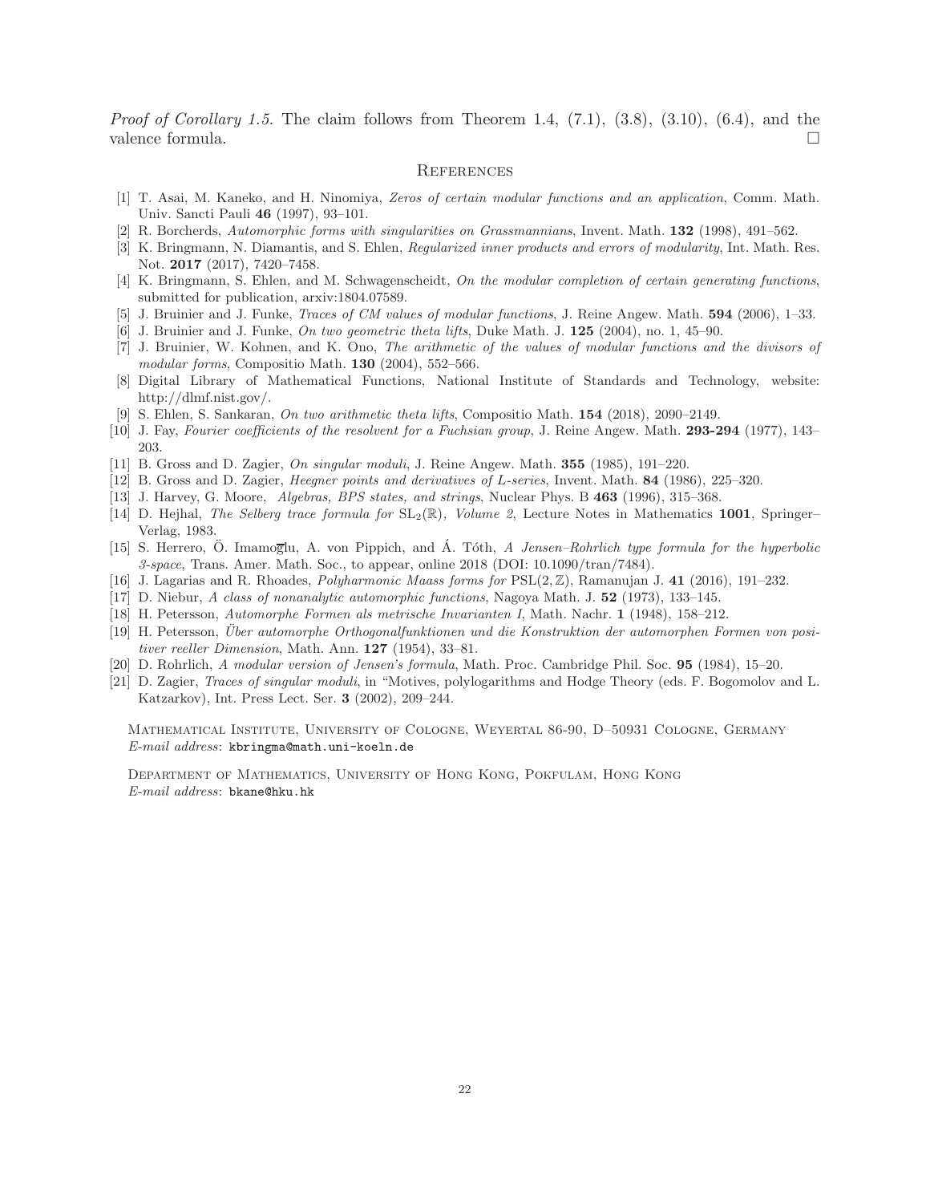*Proof of Corollary 1.5.* The claim follows from Theorem 1.4, (7.1), (3.8), (3.10), (6.4), and the valence formula. □

## References

- [1] T. Asai, M. Kaneko, and H. Ninomiya, *Zeros of certain modular functions and an application*, Comm. Math. Univ. Sancti Pauli **46** (1997), 93–101.
- [2] R. Borcherds, *Automorphic forms with singularities on Grassmannians*, Invent. Math. **132** (1998), 491–562.
- [3] K. Bringmann, N. Diamantis, and S. Ehlen, *Regularized inner products and errors of modularity*, Int. Math. Res. Not. **2017** (2017), 7420–7458.
- [4] K. Bringmann, S. Ehlen, and M. Schwagenscheidt, *On the modular completion of certain generating functions*, submitted for publication, arxiv:1804.07589.
- [5] J. Bruinier and J. Funke, *Traces of CM values of modular functions*, J. Reine Angew. Math. **594** (2006), 1–33.
- [6] J. Bruinier and J. Funke, *On two geometric theta lifts*, Duke Math. J. **125** (2004), no. 1, 45–90.
- [7] J. Bruinier, W. Kohnen, and K. Ono, *The arithmetic of the values of modular functions and the divisors of modular forms*, Compositio Math. **130** (2004), 552–566.
- [8] Digital Library of Mathematical Functions, National Institute of Standards and Technology, website: http://dlmf.nist.gov/.
- [9] S. Ehlen, S. Sankaran, *On two arithmetic theta lifts*, Compositio Math. **154** (2018), 2090–2149.
- [10] J. Fay, *Fourier coefficients of the resolvent for a Fuchsian group*, J. Reine Angew. Math. **293-294** (1977), 143–203.
- [11] B. Gross and D. Zagier, *On singular moduli*, J. Reine Angew. Math. **355** (1985), 191–220.
- [12] B. Gross and D. Zagier, *Heegner points and derivatives of L-series*, Invent. Math. **84** (1986), 225–320.
- [13] J. Harvey, G. Moore, *Algebras, BPS states, and strings*, Nuclear Phys. B **463** (1996), 315–368.
- [14] D. Hejhal, *The Selberg trace formula for* $\mathrm{SL}_2(\mathbb{R})$*, Volume 2*, Lecture Notes in Mathematics **1001**, Springer–Verlag, 1983.
- [15] S. Herrero, Ö. Imamoḡlu, A. von Pippich, and Á. Tóth, *A Jensen–Rohrlich type formula for the hyperbolic 3-space*, Trans. Amer. Math. Soc., to appear, online 2018 (DOI: 10.1090/tran/7484).
- [16] J. Lagarias and R. Rhoades, *Polyharmonic Maass forms for* $\mathrm{PSL}(2,\mathbb{Z})$, Ramanujan J. **41** (2016), 191–232.
- [17] D. Niebur, *A class of nonanalytic automorphic functions*, Nagoya Math. J. **52** (1973), 133–145.
- [18] H. Petersson, *Automorphe Formen als metrische Invarianten I*, Math. Nachr. **1** (1948), 158–212.
- [19] H. Petersson, *Über automorphe Orthogonalfunktionen und die Konstruktion der automorphen Formen von positiver reeller Dimension*, Math. Ann. **127** (1954), 33–81.
- [20] D. Rohrlich, *A modular version of Jensen's formula*, Math. Proc. Cambridge Phil. Soc. **95** (1984), 15–20.
- [21] D. Zagier, *Traces of singular moduli*, in "Motives, polylogarithms and Hodge Theory (eds. F. Bogomolov and L. Katzarkov), Int. Press Lect. Ser. **3** (2002), 209–244.

Mathematical Institute, University of Cologne, Weyertal 86-90, D–50931 Cologne, Germany
*E-mail address*: kbringma@math.uni-koeln.de

Department of Mathematics, University of Hong Kong, Pokfulam, Hong Kong
*E-mail address*: bkane@hku.hk